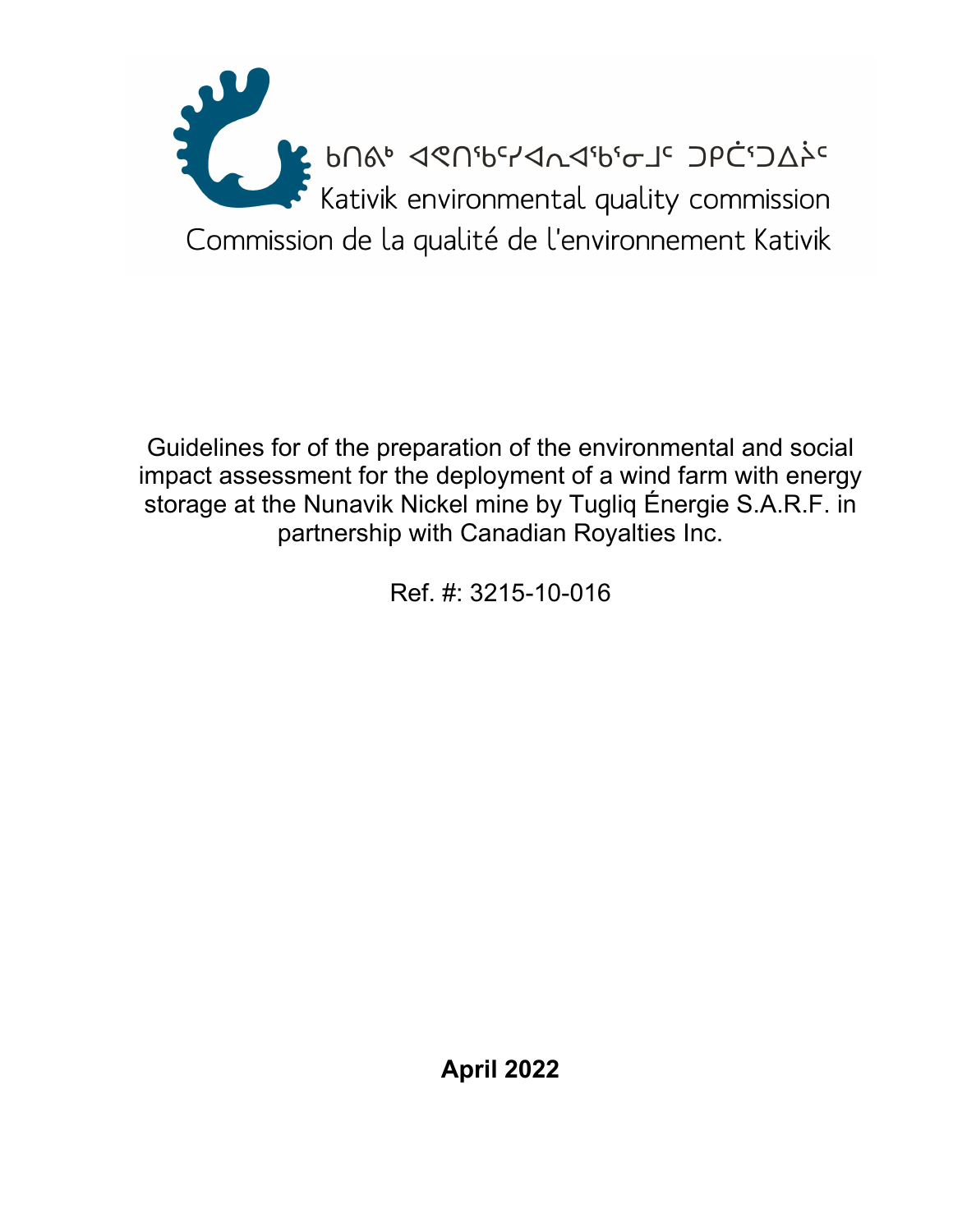ᑲᑎᕕᒃ ᐊᕙᑎᖃᕐᓯᐊᕆᐊᖃᕐᓂᒧᑦ ᑐᑭᓵᕐᑐᐃᔩᑦ
Kativik environmental quality commission
Commission de la qualité de l'environnement Kativik

# Guidelines for of the preparation of the environmental and social impact assessment for the deployment of a wind farm with energy storage at the Nunavik Nickel mine by Tugliq Énergie S.A.R.F. in partnership with Canadian Royalties Inc.

Ref. #: 3215-10-016

**April 2022**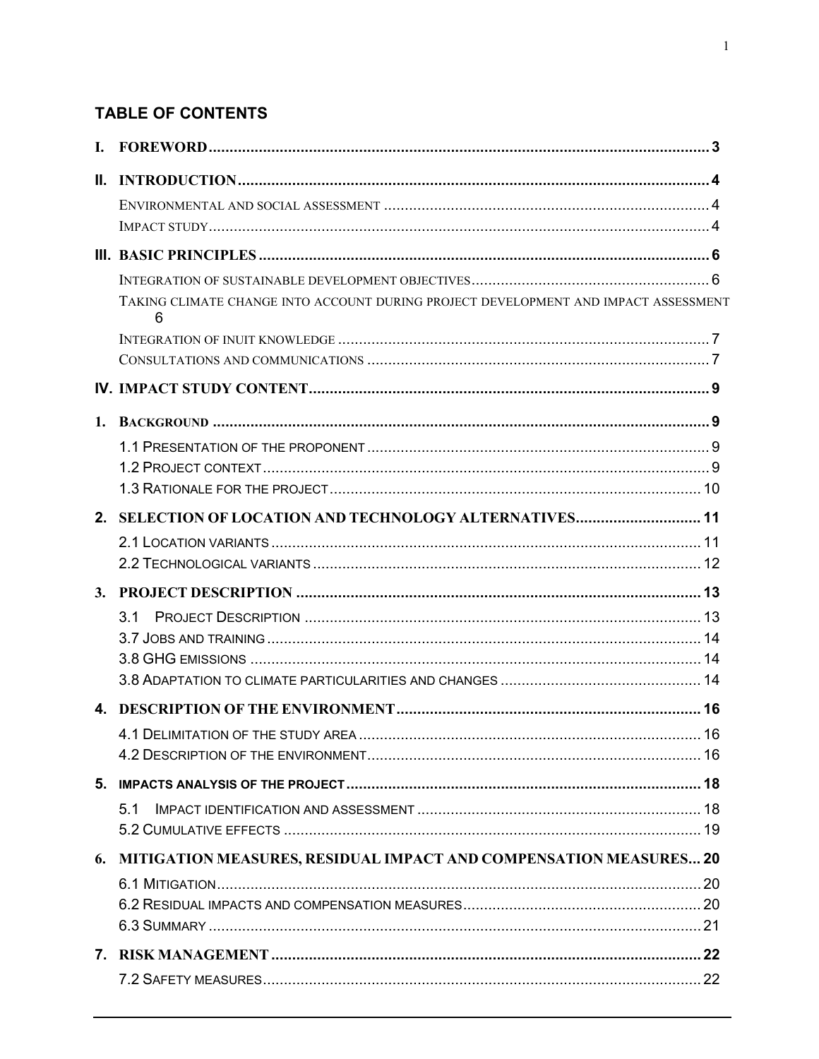## TABLE OF CONTENTS

I. FOREWORD ........ 3

II. INTRODUCTION ........ 4

- Environmental and social assessment ........ 4
- Impact study ........ 4

III. BASIC PRINCIPLES ........ 6

- Integration of sustainable development objectives ........ 6
- Taking climate change into account during project development and impact assessment ........ 6
- Integration of inuit knowledge ........ 7
- Consultations and communications ........ 7

IV. IMPACT STUDY CONTENT ........ 9

1. BACKGROUND ........ 9
   - 1.1 Presentation of the proponent ........ 9
   - 1.2 Project context ........ 9
   - 1.3 Rationale for the project ........ 10
2. SELECTION OF LOCATION AND TECHNOLOGY ALTERNATIVES ........ 11
   - 2.1 Location variants ........ 11
   - 2.2 Technological variants ........ 12
3. PROJECT DESCRIPTION ........ 13
   - 3.1 Project Description ........ 13
   - 3.7 Jobs and training ........ 14
   - 3.8 GHG emissions ........ 14
   - 3.8 Adaptation to climate particularities and changes ........ 14
4. DESCRIPTION OF THE ENVIRONMENT ........ 16
   - 4.1 Delimitation of the study area ........ 16
   - 4.2 Description of the environment ........ 16
5. IMPACTS ANALYSIS OF THE PROJECT ........ 18
   - 5.1 Impact identification and assessment ........ 18
   - 5.2 Cumulative effects ........ 19
6. MITIGATION MEASURES, RESIDUAL IMPACT AND COMPENSATION MEASURES ........ 20
   - 6.1 Mitigation ........ 20
   - 6.2 Residual impacts and compensation measures ........ 20
   - 6.3 Summary ........ 21
7. RISK MANAGEMENT ........ 22
   - 7.2 Safety measures ........ 22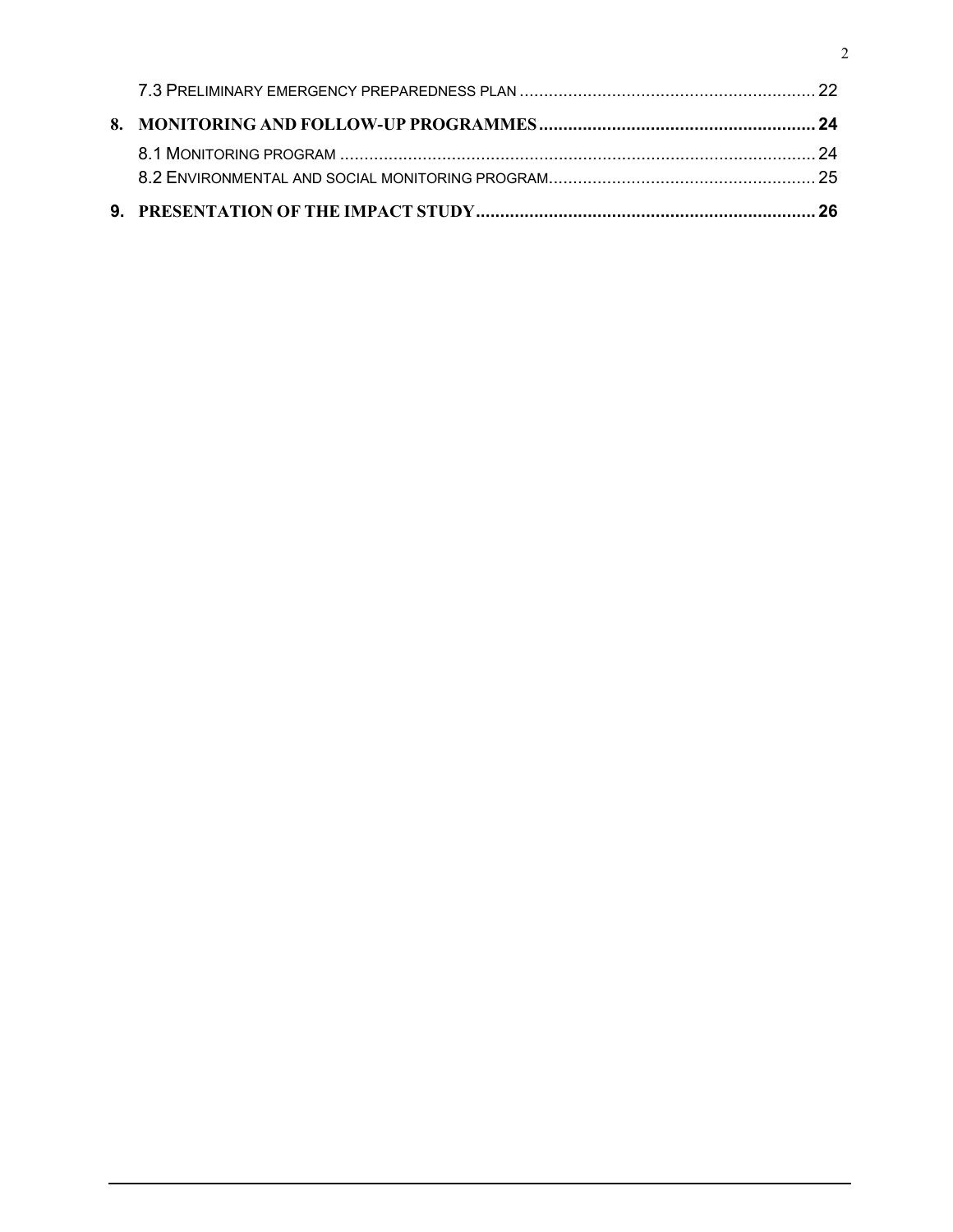7.3 PRELIMINARY EMERGENCY PREPAREDNESS PLAN ............................................................ 22

**8. MONITORING AND FOLLOW-UP PROGRAMMES ........................................................ 24**

8.1 MONITORING PROGRAM ................................................................................................ 24

8.2 ENVIRONMENTAL AND SOCIAL MONITORING PROGRAM ...................................................... 25

**9. PRESENTATION OF THE IMPACT STUDY ...................................................................... 26**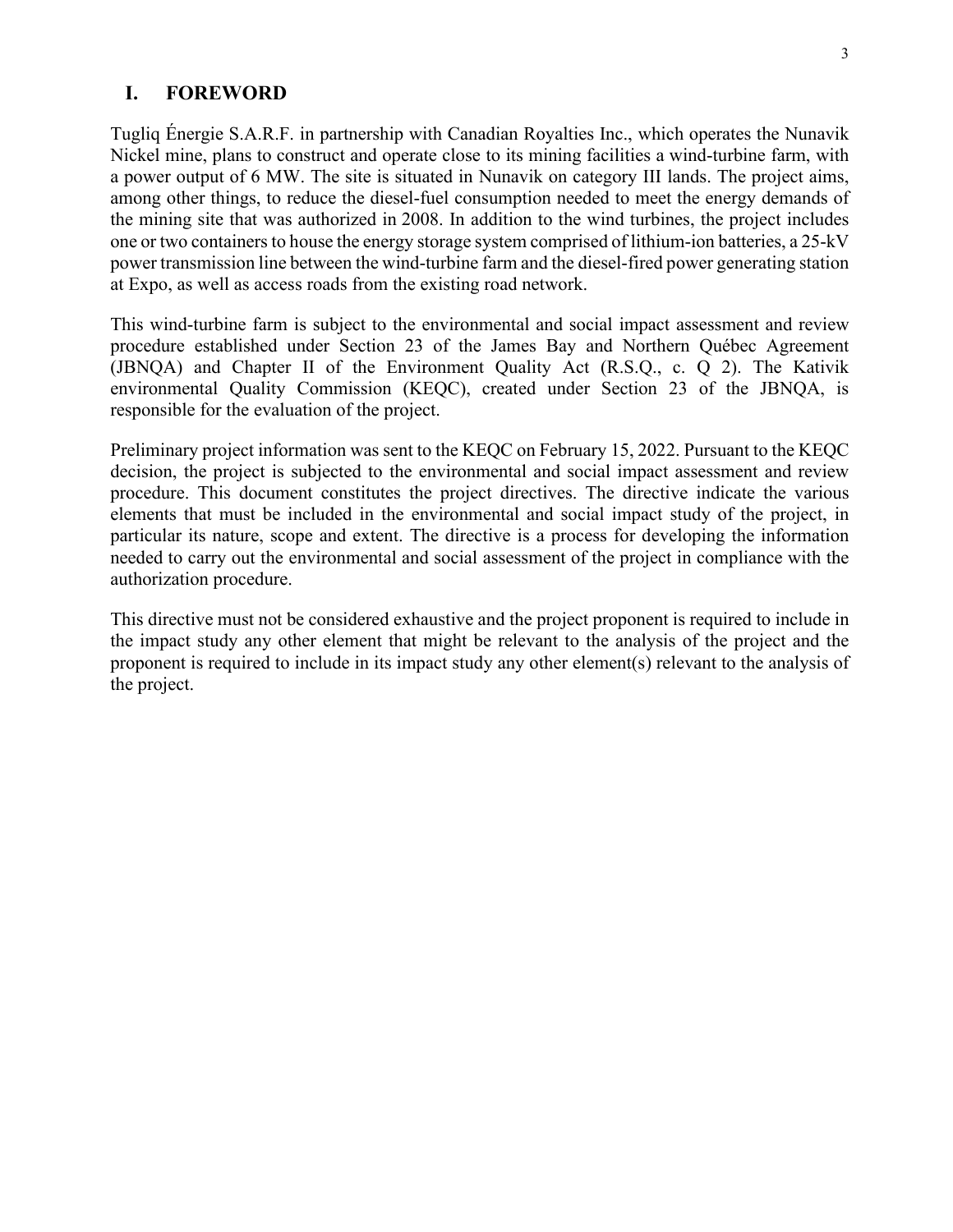# I. FOREWORD

Tugliq Énergie S.A.R.F. in partnership with Canadian Royalties Inc., which operates the Nunavik Nickel mine, plans to construct and operate close to its mining facilities a wind-turbine farm, with a power output of 6 MW. The site is situated in Nunavik on category III lands. The project aims, among other things, to reduce the diesel-fuel consumption needed to meet the energy demands of the mining site that was authorized in 2008. In addition to the wind turbines, the project includes one or two containers to house the energy storage system comprised of lithium-ion batteries, a 25-kV power transmission line between the wind-turbine farm and the diesel-fired power generating station at Expo, as well as access roads from the existing road network.

This wind-turbine farm is subject to the environmental and social impact assessment and review procedure established under Section 23 of the James Bay and Northern Québec Agreement (JBNQA) and Chapter II of the Environment Quality Act (R.S.Q., c. Q 2). The Kativik environmental Quality Commission (KEQC), created under Section 23 of the JBNQA, is responsible for the evaluation of the project.

Preliminary project information was sent to the KEQC on February 15, 2022. Pursuant to the KEQC decision, the project is subjected to the environmental and social impact assessment and review procedure. This document constitutes the project directives. The directive indicate the various elements that must be included in the environmental and social impact study of the project, in particular its nature, scope and extent. The directive is a process for developing the information needed to carry out the environmental and social assessment of the project in compliance with the authorization procedure.

This directive must not be considered exhaustive and the project proponent is required to include in the impact study any other element that might be relevant to the analysis of the project and the proponent is required to include in its impact study any other element(s) relevant to the analysis of the project.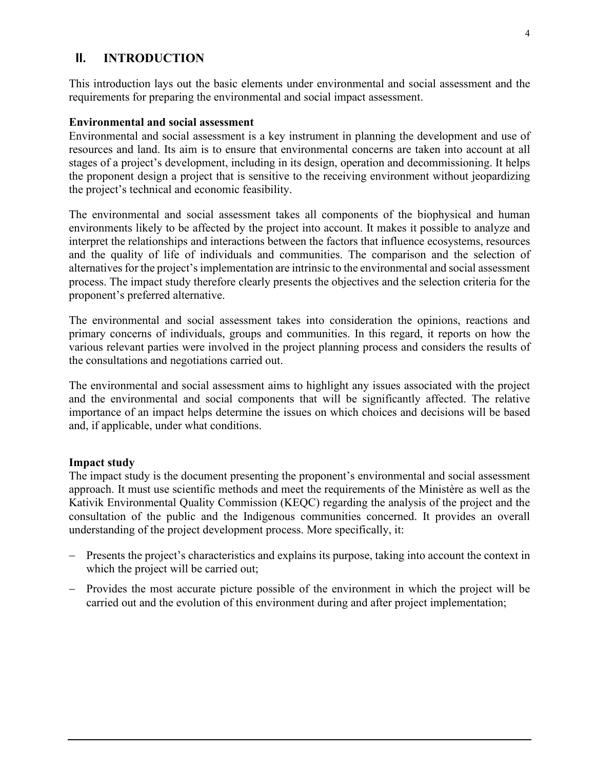## II. INTRODUCTION

This introduction lays out the basic elements under environmental and social assessment and the requirements for preparing the environmental and social impact assessment.

**Environmental and social assessment**

Environmental and social assessment is a key instrument in planning the development and use of resources and land. Its aim is to ensure that environmental concerns are taken into account at all stages of a project's development, including in its design, operation and decommissioning. It helps the proponent design a project that is sensitive to the receiving environment without jeopardizing the project's technical and economic feasibility.

The environmental and social assessment takes all components of the biophysical and human environments likely to be affected by the project into account. It makes it possible to analyze and interpret the relationships and interactions between the factors that influence ecosystems, resources and the quality of life of individuals and communities. The comparison and the selection of alternatives for the project's implementation are intrinsic to the environmental and social assessment process. The impact study therefore clearly presents the objectives and the selection criteria for the proponent's preferred alternative.

The environmental and social assessment takes into consideration the opinions, reactions and primary concerns of individuals, groups and communities. In this regard, it reports on how the various relevant parties were involved in the project planning process and considers the results of the consultations and negotiations carried out.

The environmental and social assessment aims to highlight any issues associated with the project and the environmental and social components that will be significantly affected. The relative importance of an impact helps determine the issues on which choices and decisions will be based and, if applicable, under what conditions.

**Impact study**

The impact study is the document presenting the proponent's environmental and social assessment approach. It must use scientific methods and meet the requirements of the Ministère as well as the Kativik Environmental Quality Commission (KEQC) regarding the analysis of the project and the consultation of the public and the Indigenous communities concerned. It provides an overall understanding of the project development process. More specifically, it:

- Presents the project's characteristics and explains its purpose, taking into account the context in which the project will be carried out;
- Provides the most accurate picture possible of the environment in which the project will be carried out and the evolution of this environment during and after project implementation;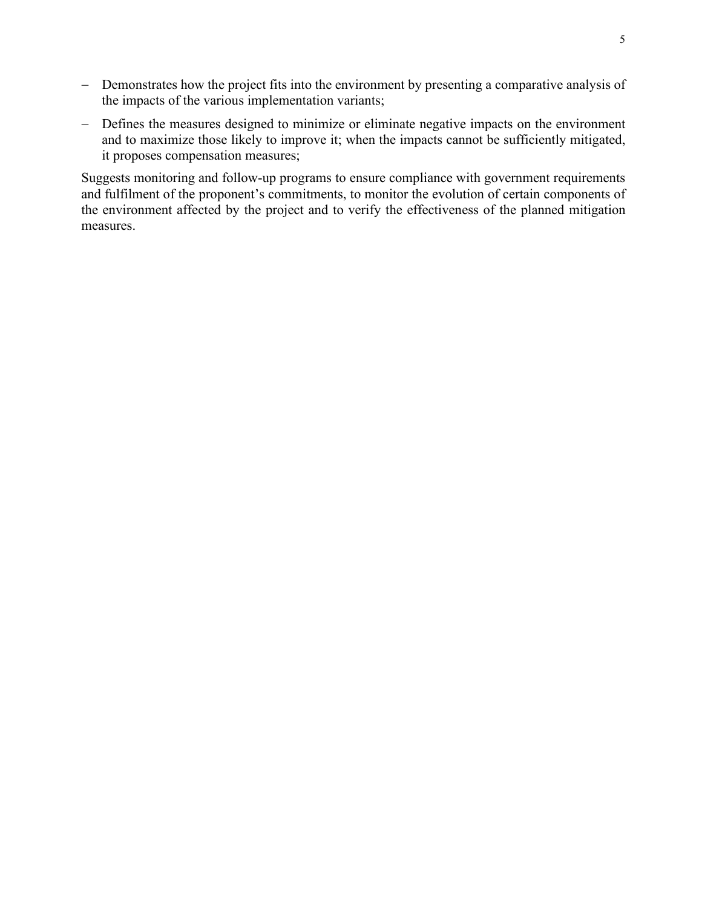- Demonstrates how the project fits into the environment by presenting a comparative analysis of the impacts of the various implementation variants;
- Defines the measures designed to minimize or eliminate negative impacts on the environment and to maximize those likely to improve it; when the impacts cannot be sufficiently mitigated, it proposes compensation measures;

Suggests monitoring and follow-up programs to ensure compliance with government requirements and fulfilment of the proponent's commitments, to monitor the evolution of certain components of the environment affected by the project and to verify the effectiveness of the planned mitigation measures.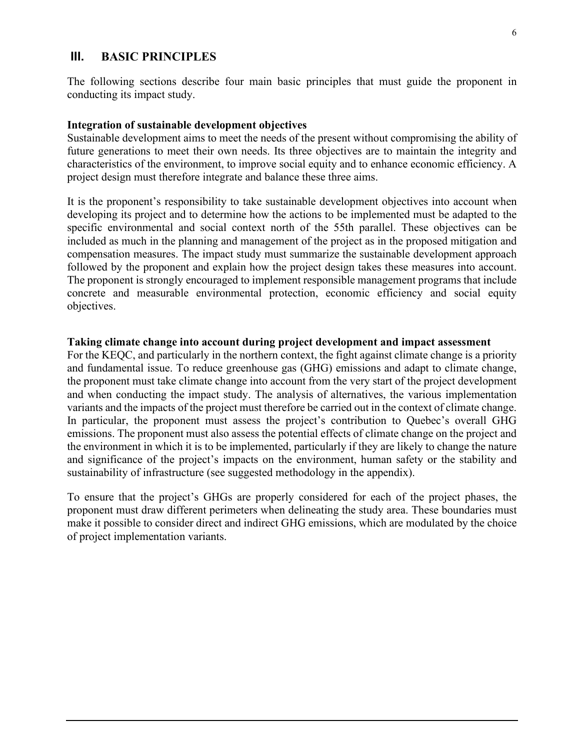## III. BASIC PRINCIPLES

The following sections describe four main basic principles that must guide the proponent in conducting its impact study.

**Integration of sustainable development objectives**

Sustainable development aims to meet the needs of the present without compromising the ability of future generations to meet their own needs. Its three objectives are to maintain the integrity and characteristics of the environment, to improve social equity and to enhance economic efficiency. A project design must therefore integrate and balance these three aims.

It is the proponent's responsibility to take sustainable development objectives into account when developing its project and to determine how the actions to be implemented must be adapted to the specific environmental and social context north of the 55th parallel. These objectives can be included as much in the planning and management of the project as in the proposed mitigation and compensation measures. The impact study must summarize the sustainable development approach followed by the proponent and explain how the project design takes these measures into account. The proponent is strongly encouraged to implement responsible management programs that include concrete and measurable environmental protection, economic efficiency and social equity objectives.

**Taking climate change into account during project development and impact assessment**

For the KEQC, and particularly in the northern context, the fight against climate change is a priority and fundamental issue. To reduce greenhouse gas (GHG) emissions and adapt to climate change, the proponent must take climate change into account from the very start of the project development and when conducting the impact study. The analysis of alternatives, the various implementation variants and the impacts of the project must therefore be carried out in the context of climate change. In particular, the proponent must assess the project's contribution to Quebec's overall GHG emissions. The proponent must also assess the potential effects of climate change on the project and the environment in which it is to be implemented, particularly if they are likely to change the nature and significance of the project's impacts on the environment, human safety or the stability and sustainability of infrastructure (see suggested methodology in the appendix).

To ensure that the project's GHGs are properly considered for each of the project phases, the proponent must draw different perimeters when delineating the study area. These boundaries must make it possible to consider direct and indirect GHG emissions, which are modulated by the choice of project implementation variants.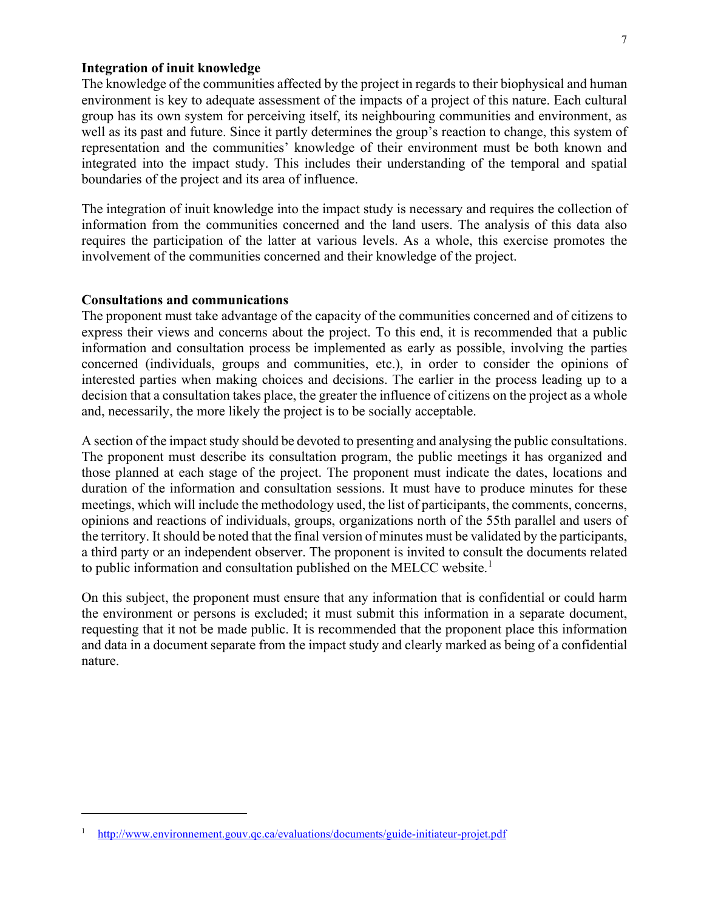**Integration of inuit knowledge**

The knowledge of the communities affected by the project in regards to their biophysical and human environment is key to adequate assessment of the impacts of a project of this nature. Each cultural group has its own system for perceiving itself, its neighbouring communities and environment, as well as its past and future. Since it partly determines the group's reaction to change, this system of representation and the communities' knowledge of their environment must be both known and integrated into the impact study. This includes their understanding of the temporal and spatial boundaries of the project and its area of influence.

The integration of inuit knowledge into the impact study is necessary and requires the collection of information from the communities concerned and the land users. The analysis of this data also requires the participation of the latter at various levels. As a whole, this exercise promotes the involvement of the communities concerned and their knowledge of the project.

**Consultations and communications**

The proponent must take advantage of the capacity of the communities concerned and of citizens to express their views and concerns about the project. To this end, it is recommended that a public information and consultation process be implemented as early as possible, involving the parties concerned (individuals, groups and communities, etc.), in order to consider the opinions of interested parties when making choices and decisions. The earlier in the process leading up to a decision that a consultation takes place, the greater the influence of citizens on the project as a whole and, necessarily, the more likely the project is to be socially acceptable.

A section of the impact study should be devoted to presenting and analysing the public consultations. The proponent must describe its consultation program, the public meetings it has organized and those planned at each stage of the project. The proponent must indicate the dates, locations and duration of the information and consultation sessions. It must have to produce minutes for these meetings, which will include the methodology used, the list of participants, the comments, concerns, opinions and reactions of individuals, groups, organizations north of the 55th parallel and users of the territory. It should be noted that the final version of minutes must be validated by the participants, a third party or an independent observer. The proponent is invited to consult the documents related to public information and consultation published on the MELCC website.[1]

On this subject, the proponent must ensure that any information that is confidential or could harm the environment or persons is excluded; it must submit this information in a separate document, requesting that it not be made public. It is recommended that the proponent place this information and data in a document separate from the impact study and clearly marked as being of a confidential nature.

---

[1] http://www.environnement.gouv.qc.ca/evaluations/documents/guide-initiateur-projet.pdf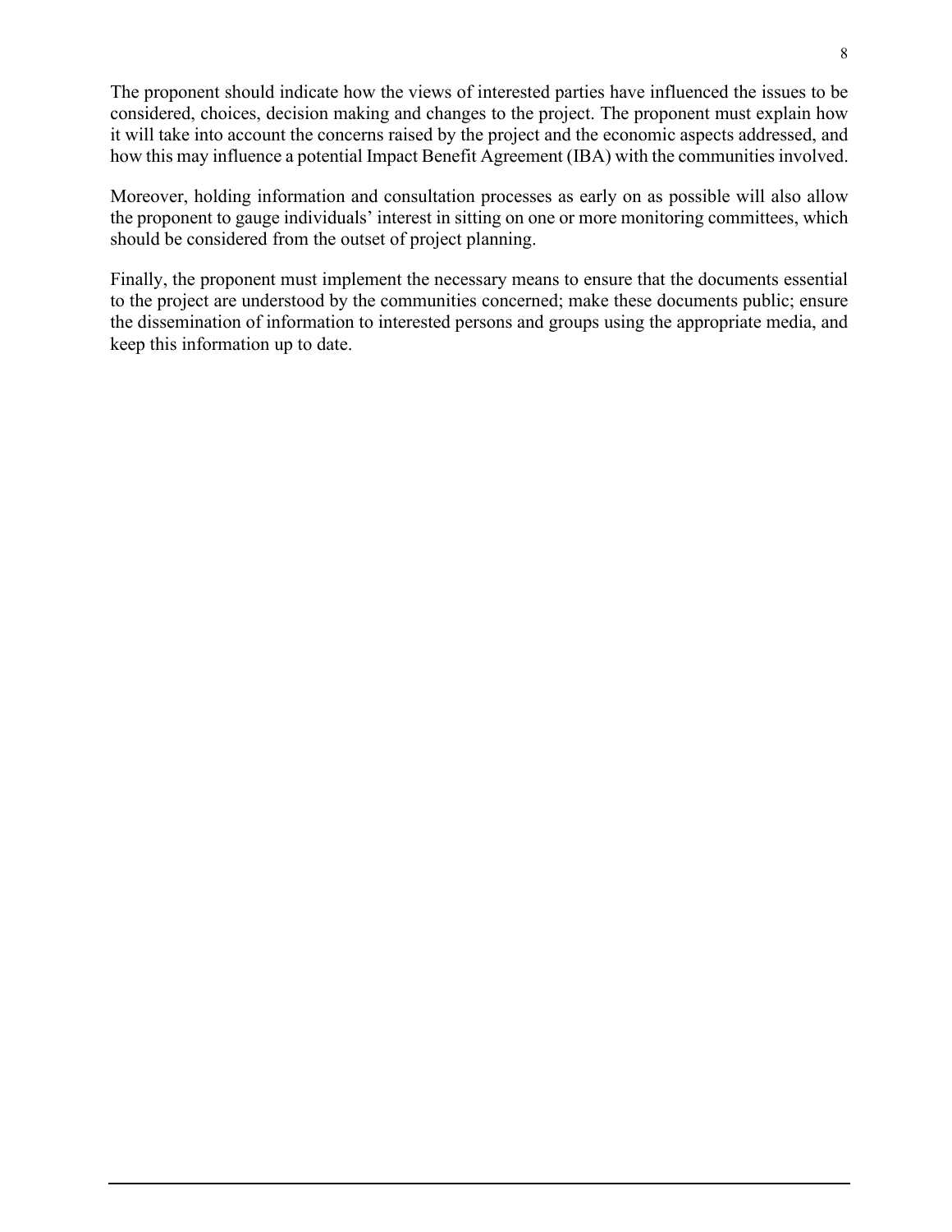The proponent should indicate how the views of interested parties have influenced the issues to be considered, choices, decision making and changes to the project. The proponent must explain how it will take into account the concerns raised by the project and the economic aspects addressed, and how this may influence a potential Impact Benefit Agreement (IBA) with the communities involved.

Moreover, holding information and consultation processes as early on as possible will also allow the proponent to gauge individuals' interest in sitting on one or more monitoring committees, which should be considered from the outset of project planning.

Finally, the proponent must implement the necessary means to ensure that the documents essential to the project are understood by the communities concerned; make these documents public; ensure the dissemination of information to interested persons and groups using the appropriate media, and keep this information up to date.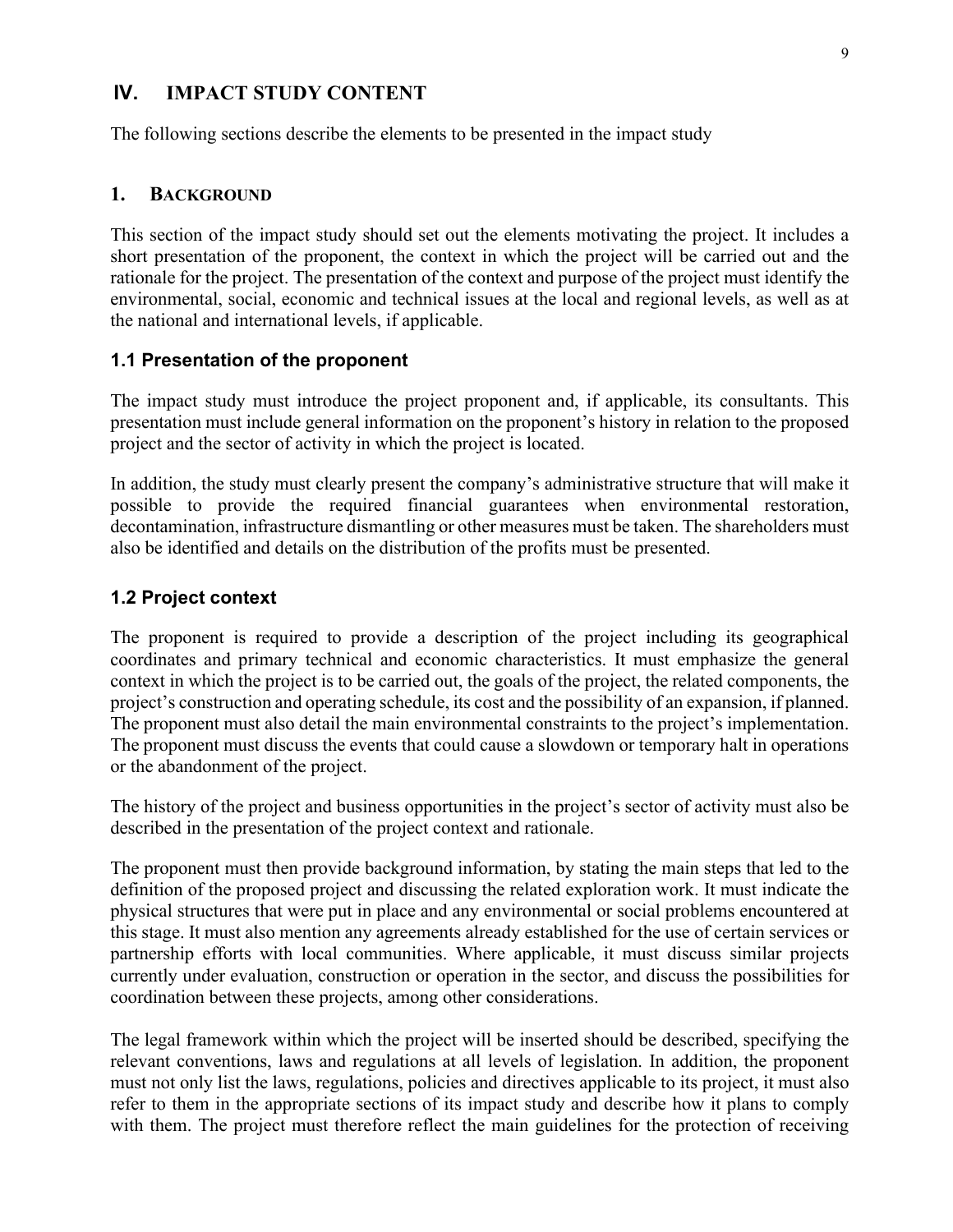# IV. IMPACT STUDY CONTENT

The following sections describe the elements to be presented in the impact study

## 1. BACKGROUND

This section of the impact study should set out the elements motivating the project. It includes a short presentation of the proponent, the context in which the project will be carried out and the rationale for the project. The presentation of the context and purpose of the project must identify the environmental, social, economic and technical issues at the local and regional levels, as well as at the national and international levels, if applicable.

### 1.1 Presentation of the proponent

The impact study must introduce the project proponent and, if applicable, its consultants. This presentation must include general information on the proponent's history in relation to the proposed project and the sector of activity in which the project is located.

In addition, the study must clearly present the company's administrative structure that will make it possible to provide the required financial guarantees when environmental restoration, decontamination, infrastructure dismantling or other measures must be taken. The shareholders must also be identified and details on the distribution of the profits must be presented.

### 1.2 Project context

The proponent is required to provide a description of the project including its geographical coordinates and primary technical and economic characteristics. It must emphasize the general context in which the project is to be carried out, the goals of the project, the related components, the project's construction and operating schedule, its cost and the possibility of an expansion, if planned. The proponent must also detail the main environmental constraints to the project's implementation. The proponent must discuss the events that could cause a slowdown or temporary halt in operations or the abandonment of the project.

The history of the project and business opportunities in the project's sector of activity must also be described in the presentation of the project context and rationale.

The proponent must then provide background information, by stating the main steps that led to the definition of the proposed project and discussing the related exploration work. It must indicate the physical structures that were put in place and any environmental or social problems encountered at this stage. It must also mention any agreements already established for the use of certain services or partnership efforts with local communities. Where applicable, it must discuss similar projects currently under evaluation, construction or operation in the sector, and discuss the possibilities for coordination between these projects, among other considerations.

The legal framework within which the project will be inserted should be described, specifying the relevant conventions, laws and regulations at all levels of legislation. In addition, the proponent must not only list the laws, regulations, policies and directives applicable to its project, it must also refer to them in the appropriate sections of its impact study and describe how it plans to comply with them. The project must therefore reflect the main guidelines for the protection of receiving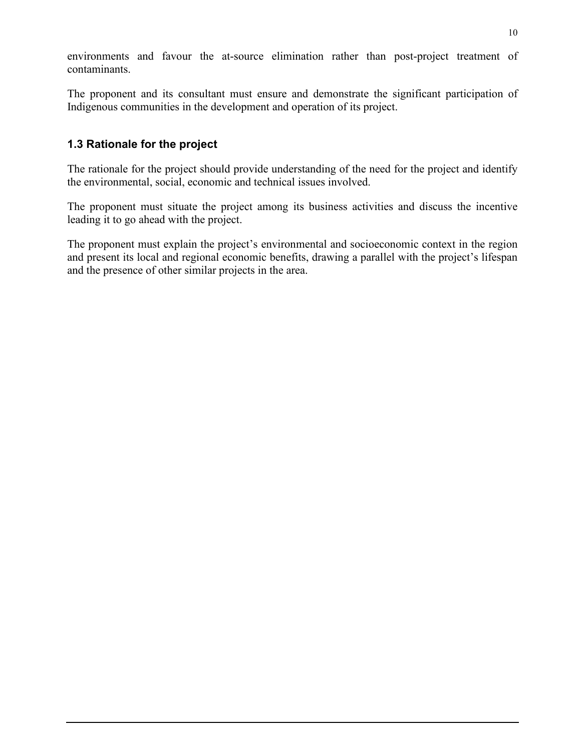environments and favour the at-source elimination rather than post-project treatment of contaminants.

The proponent and its consultant must ensure and demonstrate the significant participation of Indigenous communities in the development and operation of its project.

### 1.3 Rationale for the project

The rationale for the project should provide understanding of the need for the project and identify the environmental, social, economic and technical issues involved.

The proponent must situate the project among its business activities and discuss the incentive leading it to go ahead with the project.

The proponent must explain the project's environmental and socioeconomic context in the region and present its local and regional economic benefits, drawing a parallel with the project's lifespan and the presence of other similar projects in the area.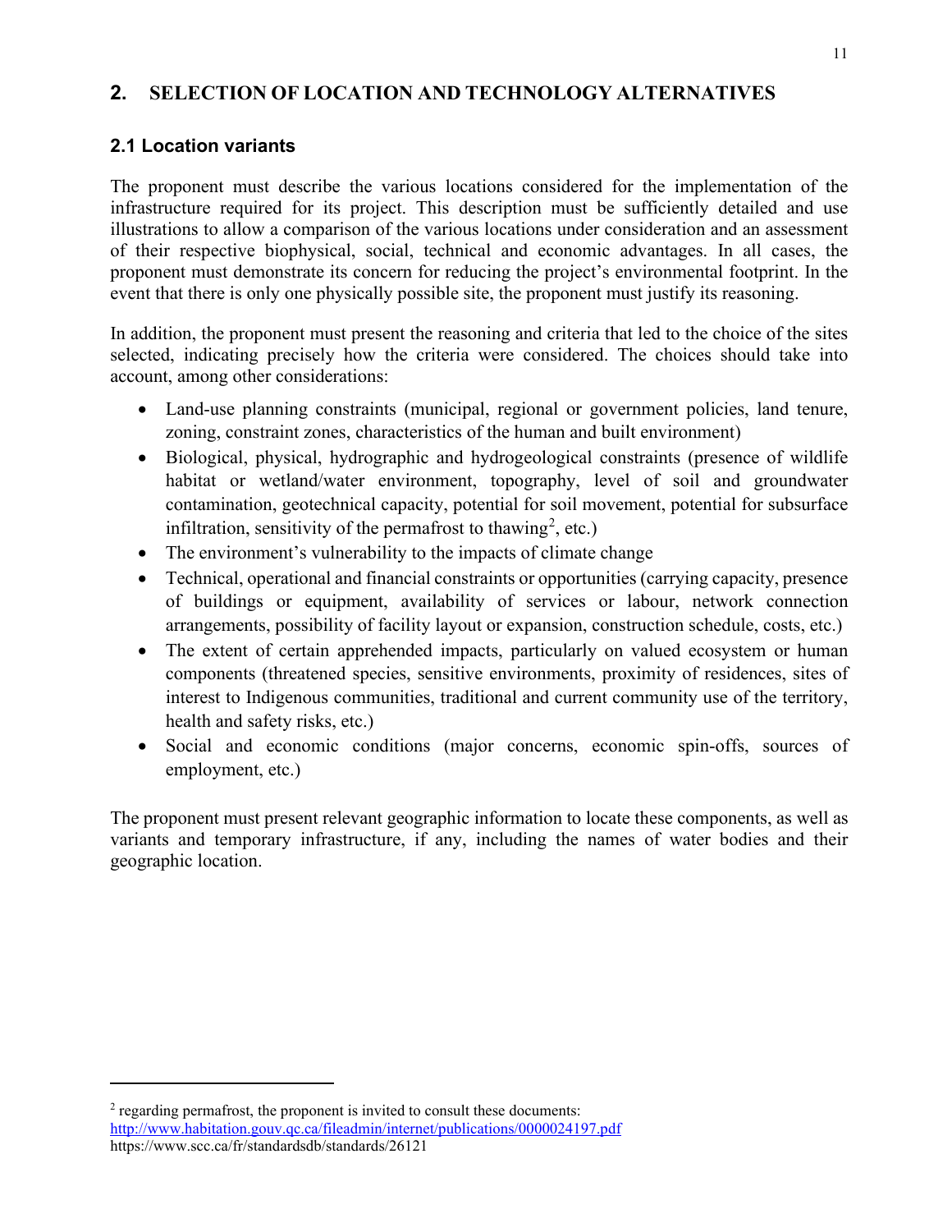## 2. SELECTION OF LOCATION AND TECHNOLOGY ALTERNATIVES

### 2.1 Location variants

The proponent must describe the various locations considered for the implementation of the infrastructure required for its project. This description must be sufficiently detailed and use illustrations to allow a comparison of the various locations under consideration and an assessment of their respective biophysical, social, technical and economic advantages. In all cases, the proponent must demonstrate its concern for reducing the project's environmental footprint. In the event that there is only one physically possible site, the proponent must justify its reasoning.

In addition, the proponent must present the reasoning and criteria that led to the choice of the sites selected, indicating precisely how the criteria were considered. The choices should take into account, among other considerations:

- Land-use planning constraints (municipal, regional or government policies, land tenure, zoning, constraint zones, characteristics of the human and built environment)
- Biological, physical, hydrographic and hydrogeological constraints (presence of wildlife habitat or wetland/water environment, topography, level of soil and groundwater contamination, geotechnical capacity, potential for soil movement, potential for subsurface infiltration, sensitivity of the permafrost to thawing[2], etc.)
- The environment's vulnerability to the impacts of climate change
- Technical, operational and financial constraints or opportunities (carrying capacity, presence of buildings or equipment, availability of services or labour, network connection arrangements, possibility of facility layout or expansion, construction schedule, costs, etc.)
- The extent of certain apprehended impacts, particularly on valued ecosystem or human components (threatened species, sensitive environments, proximity of residences, sites of interest to Indigenous communities, traditional and current community use of the territory, health and safety risks, etc.)
- Social and economic conditions (major concerns, economic spin-offs, sources of employment, etc.)

The proponent must present relevant geographic information to locate these components, as well as variants and temporary infrastructure, if any, including the names of water bodies and their geographic location.

---

[2] regarding permafrost, the proponent is invited to consult these documents:
http://www.habitation.gouv.qc.ca/fileadmin/internet/publications/0000024197.pdf
https://www.scc.ca/fr/standardsdb/standards/26121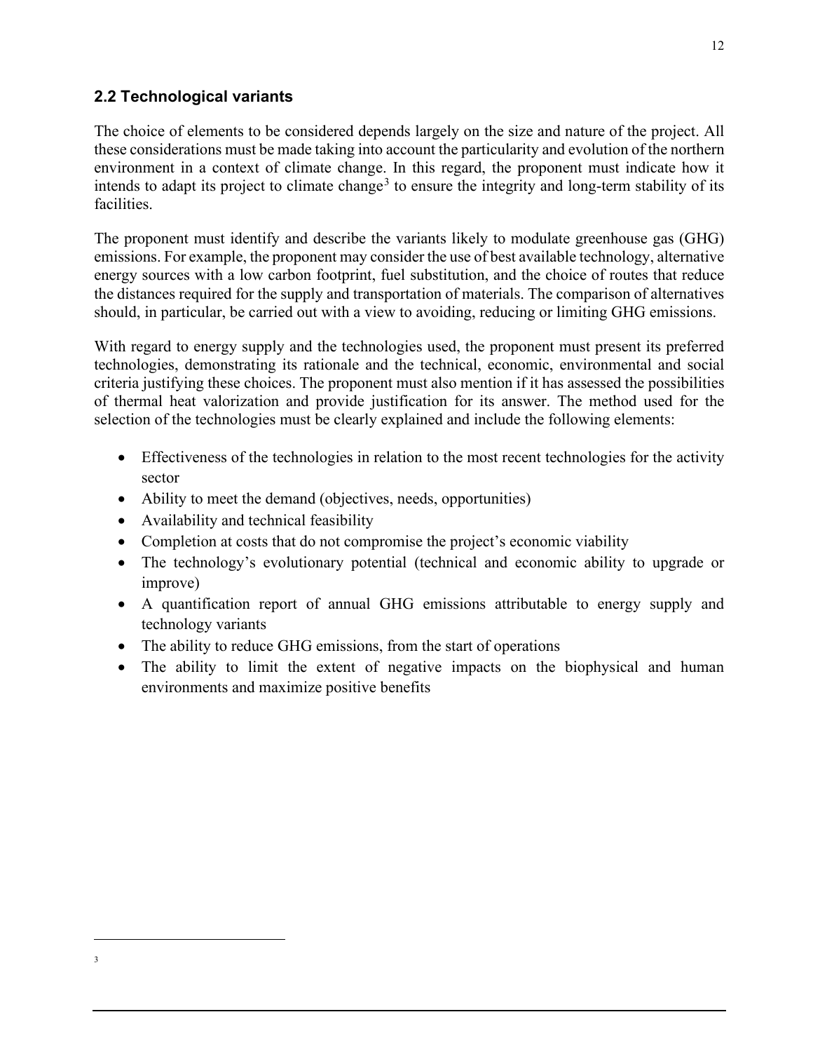## 2.2 Technological variants

The choice of elements to be considered depends largely on the size and nature of the project. All these considerations must be made taking into account the particularity and evolution of the northern environment in a context of climate change. In this regard, the proponent must indicate how it intends to adapt its project to climate change[3] to ensure the integrity and long-term stability of its facilities.

The proponent must identify and describe the variants likely to modulate greenhouse gas (GHG) emissions. For example, the proponent may consider the use of best available technology, alternative energy sources with a low carbon footprint, fuel substitution, and the choice of routes that reduce the distances required for the supply and transportation of materials. The comparison of alternatives should, in particular, be carried out with a view to avoiding, reducing or limiting GHG emissions.

With regard to energy supply and the technologies used, the proponent must present its preferred technologies, demonstrating its rationale and the technical, economic, environmental and social criteria justifying these choices. The proponent must also mention if it has assessed the possibilities of thermal heat valorization and provide justification for its answer. The method used for the selection of the technologies must be clearly explained and include the following elements:

- Effectiveness of the technologies in relation to the most recent technologies for the activity sector
- Ability to meet the demand (objectives, needs, opportunities)
- Availability and technical feasibility
- Completion at costs that do not compromise the project's economic viability
- The technology's evolutionary potential (technical and economic ability to upgrade or improve)
- A quantification report of annual GHG emissions attributable to energy supply and technology variants
- The ability to reduce GHG emissions, from the start of operations
- The ability to limit the extent of negative impacts on the biophysical and human environments and maximize positive benefits

---

[3]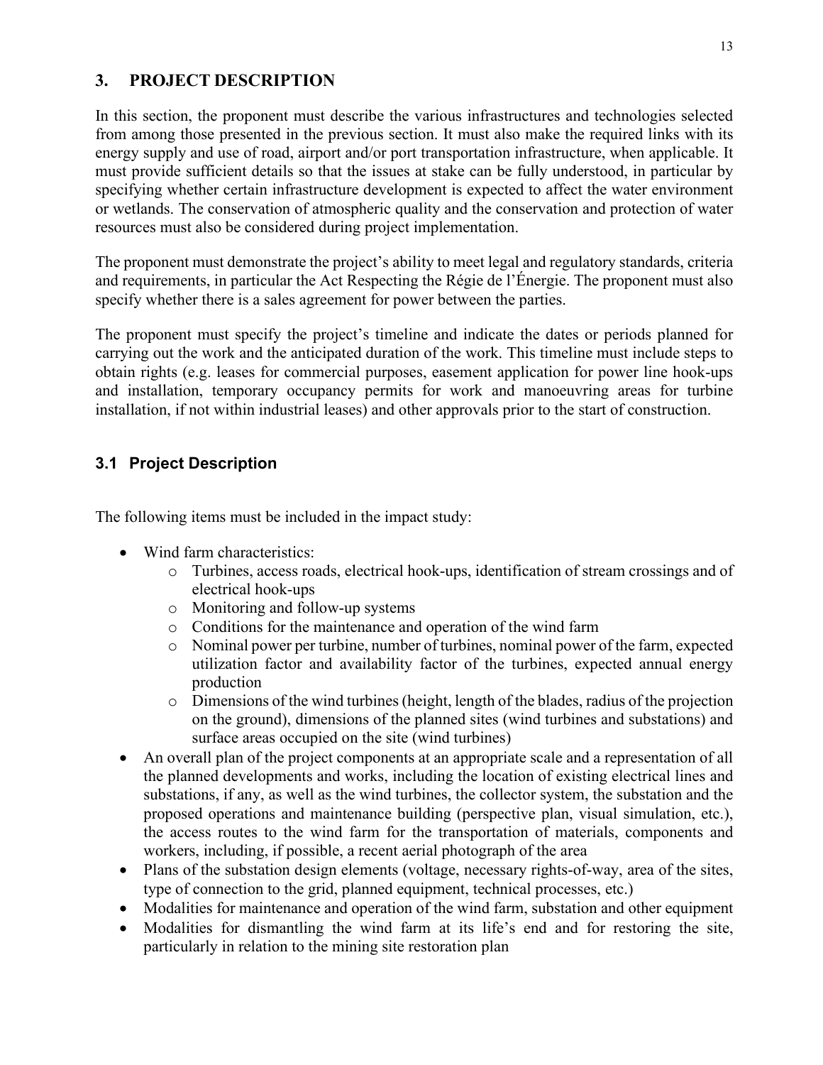# 3. PROJECT DESCRIPTION

In this section, the proponent must describe the various infrastructures and technologies selected from among those presented in the previous section. It must also make the required links with its energy supply and use of road, airport and/or port transportation infrastructure, when applicable. It must provide sufficient details so that the issues at stake can be fully understood, in particular by specifying whether certain infrastructure development is expected to affect the water environment or wetlands. The conservation of atmospheric quality and the conservation and protection of water resources must also be considered during project implementation.

The proponent must demonstrate the project's ability to meet legal and regulatory standards, criteria and requirements, in particular the Act Respecting the Régie de l'Énergie. The proponent must also specify whether there is a sales agreement for power between the parties.

The proponent must specify the project's timeline and indicate the dates or periods planned for carrying out the work and the anticipated duration of the work. This timeline must include steps to obtain rights (e.g. leases for commercial purposes, easement application for power line hook-ups and installation, temporary occupancy permits for work and manoeuvring areas for turbine installation, if not within industrial leases) and other approvals prior to the start of construction.

## 3.1 Project Description

The following items must be included in the impact study:

- Wind farm characteristics:
  - Turbines, access roads, electrical hook-ups, identification of stream crossings and of electrical hook-ups
  - Monitoring and follow-up systems
  - Conditions for the maintenance and operation of the wind farm
  - Nominal power per turbine, number of turbines, nominal power of the farm, expected utilization factor and availability factor of the turbines, expected annual energy production
  - Dimensions of the wind turbines (height, length of the blades, radius of the projection on the ground), dimensions of the planned sites (wind turbines and substations) and surface areas occupied on the site (wind turbines)
- An overall plan of the project components at an appropriate scale and a representation of all the planned developments and works, including the location of existing electrical lines and substations, if any, as well as the wind turbines, the collector system, the substation and the proposed operations and maintenance building (perspective plan, visual simulation, etc.), the access routes to the wind farm for the transportation of materials, components and workers, including, if possible, a recent aerial photograph of the area
- Plans of the substation design elements (voltage, necessary rights-of-way, area of the sites, type of connection to the grid, planned equipment, technical processes, etc.)
- Modalities for maintenance and operation of the wind farm, substation and other equipment
- Modalities for dismantling the wind farm at its life's end and for restoring the site, particularly in relation to the mining site restoration plan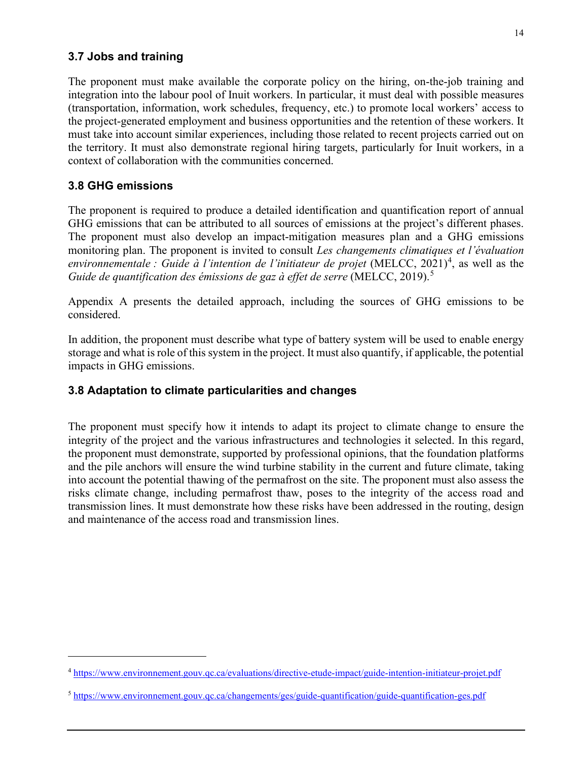### 3.7 Jobs and training

The proponent must make available the corporate policy on the hiring, on-the-job training and integration into the labour pool of Inuit workers. In particular, it must deal with possible measures (transportation, information, work schedules, frequency, etc.) to promote local workers' access to the project-generated employment and business opportunities and the retention of these workers. It must take into account similar experiences, including those related to recent projects carried out on the territory. It must also demonstrate regional hiring targets, particularly for Inuit workers, in a context of collaboration with the communities concerned.

### 3.8 GHG emissions

The proponent is required to produce a detailed identification and quantification report of annual GHG emissions that can be attributed to all sources of emissions at the project's different phases. The proponent must also develop an impact-mitigation measures plan and a GHG emissions monitoring plan. The proponent is invited to consult *Les changements climatiques et l'évaluation environnementale : Guide à l'intention de l'initiateur de projet* (MELCC, 2021)[4], as well as the *Guide de quantification des émissions de gaz à effet de serre* (MELCC, 2019).[5]

Appendix A presents the detailed approach, including the sources of GHG emissions to be considered.

In addition, the proponent must describe what type of battery system will be used to enable energy storage and what is role of this system in the project. It must also quantify, if applicable, the potential impacts in GHG emissions.

### 3.8 Adaptation to climate particularities and changes

The proponent must specify how it intends to adapt its project to climate change to ensure the integrity of the project and the various infrastructures and technologies it selected. In this regard, the proponent must demonstrate, supported by professional opinions, that the foundation platforms and the pile anchors will ensure the wind turbine stability in the current and future climate, taking into account the potential thawing of the permafrost on the site. The proponent must also assess the risks climate change, including permafrost thaw, poses to the integrity of the access road and transmission lines. It must demonstrate how these risks have been addressed in the routing, design and maintenance of the access road and transmission lines.

---

[4] https://www.environnement.gouv.qc.ca/evaluations/directive-etude-impact/guide-intention-initiateur-projet.pdf

[5] https://www.environnement.gouv.qc.ca/changements/ges/guide-quantification/guide-quantification-ges.pdf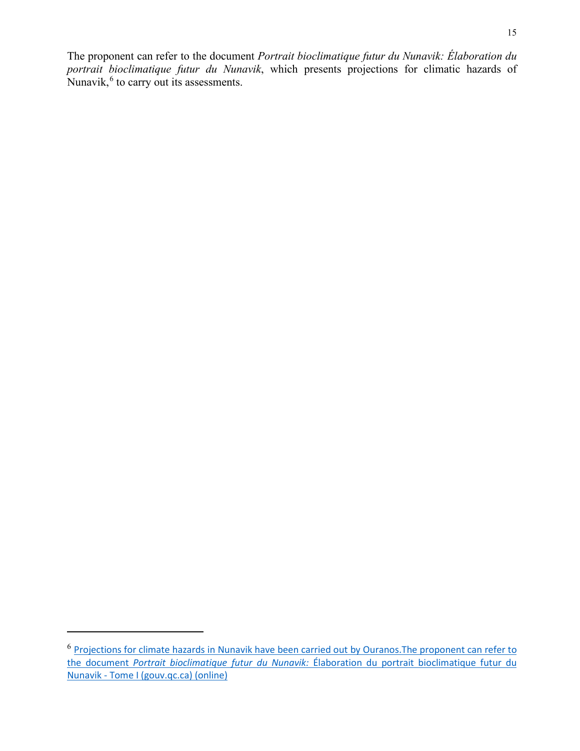The proponent can refer to the document *Portrait bioclimatique futur du Nunavik: Élaboration du portrait bioclimatique futur du Nunavik*, which presents projections for climatic hazards of Nunavik,[6] to carry out its assessments.

---

[6] Projections for climate hazards in Nunavik have been carried out by Ouranos.The proponent can refer to the document *Portrait bioclimatique futur du Nunavik:* Élaboration du portrait bioclimatique futur du Nunavik - Tome I (gouv.qc.ca) (online)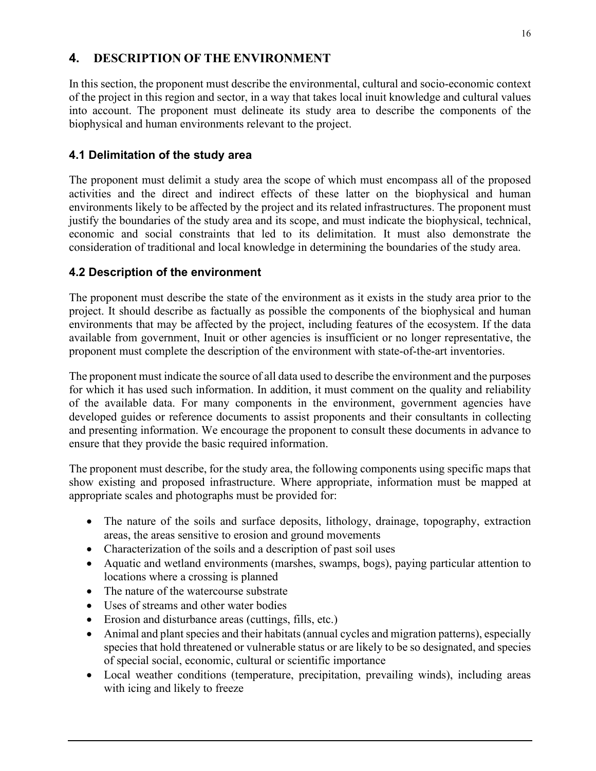# 4. DESCRIPTION OF THE ENVIRONMENT

In this section, the proponent must describe the environmental, cultural and socio-economic context of the project in this region and sector, in a way that takes local inuit knowledge and cultural values into account. The proponent must delineate its study area to describe the components of the biophysical and human environments relevant to the project.

## 4.1 Delimitation of the study area

The proponent must delimit a study area the scope of which must encompass all of the proposed activities and the direct and indirect effects of these latter on the biophysical and human environments likely to be affected by the project and its related infrastructures. The proponent must justify the boundaries of the study area and its scope, and must indicate the biophysical, technical, economic and social constraints that led to its delimitation. It must also demonstrate the consideration of traditional and local knowledge in determining the boundaries of the study area.

## 4.2 Description of the environment

The proponent must describe the state of the environment as it exists in the study area prior to the project. It should describe as factually as possible the components of the biophysical and human environments that may be affected by the project, including features of the ecosystem. If the data available from government, Inuit or other agencies is insufficient or no longer representative, the proponent must complete the description of the environment with state-of-the-art inventories.

The proponent must indicate the source of all data used to describe the environment and the purposes for which it has used such information. In addition, it must comment on the quality and reliability of the available data. For many components in the environment, government agencies have developed guides or reference documents to assist proponents and their consultants in collecting and presenting information. We encourage the proponent to consult these documents in advance to ensure that they provide the basic required information.

The proponent must describe, for the study area, the following components using specific maps that show existing and proposed infrastructure. Where appropriate, information must be mapped at appropriate scales and photographs must be provided for:

- The nature of the soils and surface deposits, lithology, drainage, topography, extraction areas, the areas sensitive to erosion and ground movements
- Characterization of the soils and a description of past soil uses
- Aquatic and wetland environments (marshes, swamps, bogs), paying particular attention to locations where a crossing is planned
- The nature of the watercourse substrate
- Uses of streams and other water bodies
- Erosion and disturbance areas (cuttings, fills, etc.)
- Animal and plant species and their habitats (annual cycles and migration patterns), especially species that hold threatened or vulnerable status or are likely to be so designated, and species of special social, economic, cultural or scientific importance
- Local weather conditions (temperature, precipitation, prevailing winds), including areas with icing and likely to freeze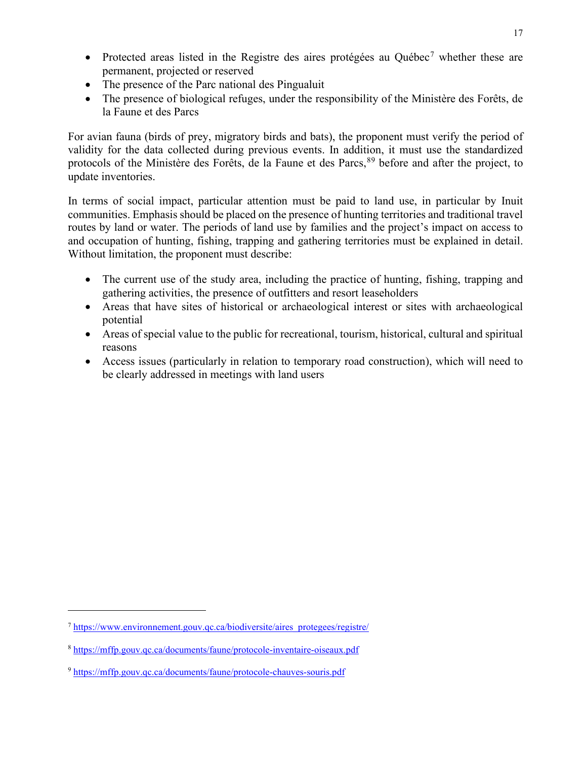- Protected areas listed in the Registre des aires protégées au Québec[7] whether these are permanent, projected or reserved
- The presence of the Parc national des Pingualuit
- The presence of biological refuges, under the responsibility of the Ministère des Forêts, de la Faune et des Parcs

For avian fauna (birds of prey, migratory birds and bats), the proponent must verify the period of validity for the data collected during previous events. In addition, it must use the standardized protocols of the Ministère des Forêts, de la Faune et des Parcs,[8][9] before and after the project, to update inventories.

In terms of social impact, particular attention must be paid to land use, in particular by Inuit communities. Emphasis should be placed on the presence of hunting territories and traditional travel routes by land or water. The periods of land use by families and the project's impact on access to and occupation of hunting, fishing, trapping and gathering territories must be explained in detail. Without limitation, the proponent must describe:

- The current use of the study area, including the practice of hunting, fishing, trapping and gathering activities, the presence of outfitters and resort leaseholders
- Areas that have sites of historical or archaeological interest or sites with archaeological potential
- Areas of special value to the public for recreational, tourism, historical, cultural and spiritual reasons
- Access issues (particularly in relation to temporary road construction), which will need to be clearly addressed in meetings with land users

---

[7] https://www.environnement.gouv.qc.ca/biodiversite/aires_protegees/registre/

[8] https://mffp.gouv.qc.ca/documents/faune/protocole-inventaire-oiseaux.pdf

[9] https://mffp.gouv.qc.ca/documents/faune/protocole-chauves-souris.pdf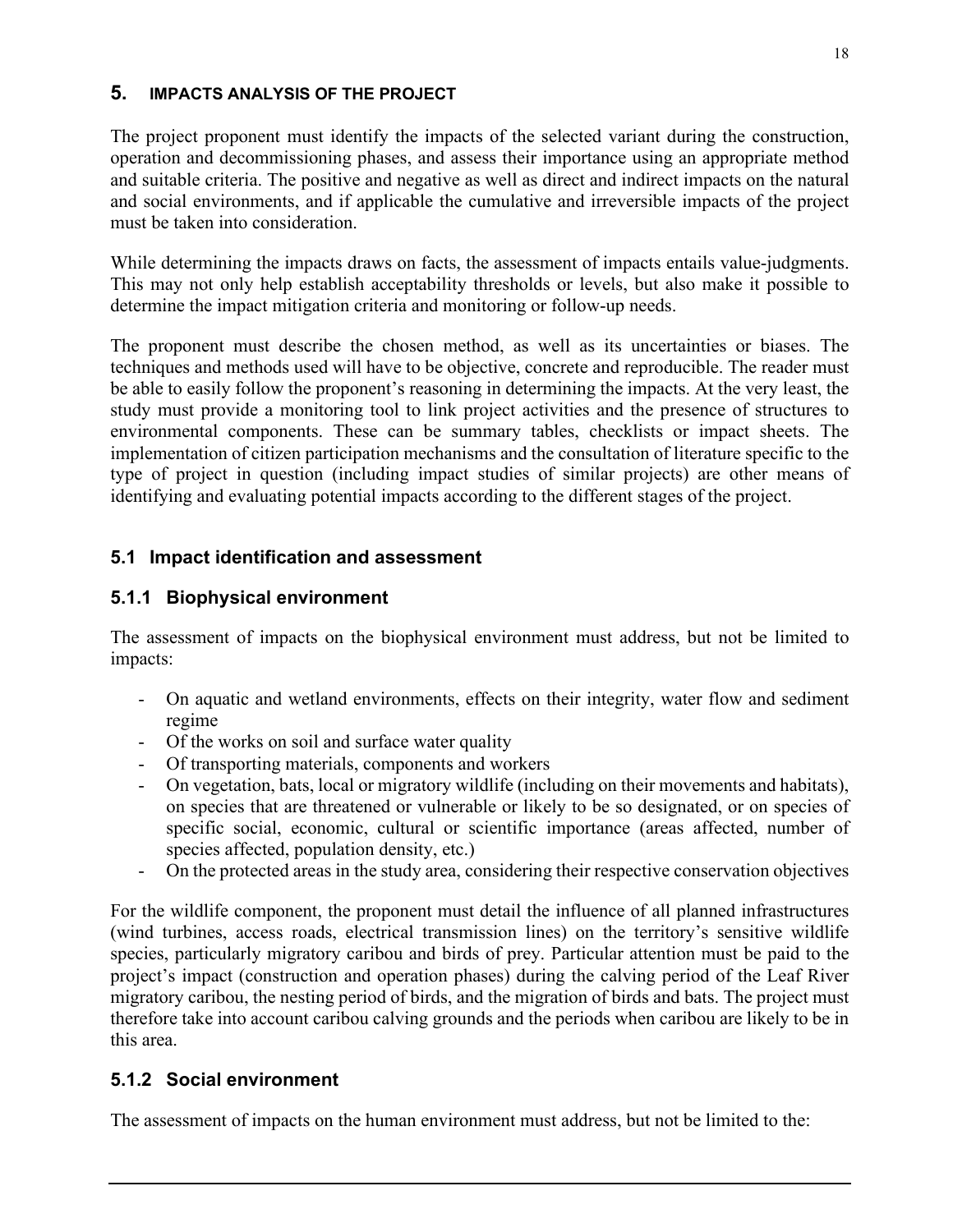## 5. IMPACTS ANALYSIS OF THE PROJECT

The project proponent must identify the impacts of the selected variant during the construction, operation and decommissioning phases, and assess their importance using an appropriate method and suitable criteria. The positive and negative as well as direct and indirect impacts on the natural and social environments, and if applicable the cumulative and irreversible impacts of the project must be taken into consideration.

While determining the impacts draws on facts, the assessment of impacts entails value-judgments. This may not only help establish acceptability thresholds or levels, but also make it possible to determine the impact mitigation criteria and monitoring or follow-up needs.

The proponent must describe the chosen method, as well as its uncertainties or biases. The techniques and methods used will have to be objective, concrete and reproducible. The reader must be able to easily follow the proponent's reasoning in determining the impacts. At the very least, the study must provide a monitoring tool to link project activities and the presence of structures to environmental components. These can be summary tables, checklists or impact sheets. The implementation of citizen participation mechanisms and the consultation of literature specific to the type of project in question (including impact studies of similar projects) are other means of identifying and evaluating potential impacts according to the different stages of the project.

### 5.1 Impact identification and assessment

### 5.1.1 Biophysical environment

The assessment of impacts on the biophysical environment must address, but not be limited to impacts:

- On aquatic and wetland environments, effects on their integrity, water flow and sediment regime
- Of the works on soil and surface water quality
- Of transporting materials, components and workers
- On vegetation, bats, local or migratory wildlife (including on their movements and habitats), on species that are threatened or vulnerable or likely to be so designated, or on species of specific social, economic, cultural or scientific importance (areas affected, number of species affected, population density, etc.)
- On the protected areas in the study area, considering their respective conservation objectives

For the wildlife component, the proponent must detail the influence of all planned infrastructures (wind turbines, access roads, electrical transmission lines) on the territory's sensitive wildlife species, particularly migratory caribou and birds of prey. Particular attention must be paid to the project's impact (construction and operation phases) during the calving period of the Leaf River migratory caribou, the nesting period of birds, and the migration of birds and bats. The project must therefore take into account caribou calving grounds and the periods when caribou are likely to be in this area.

### 5.1.2 Social environment

The assessment of impacts on the human environment must address, but not be limited to the: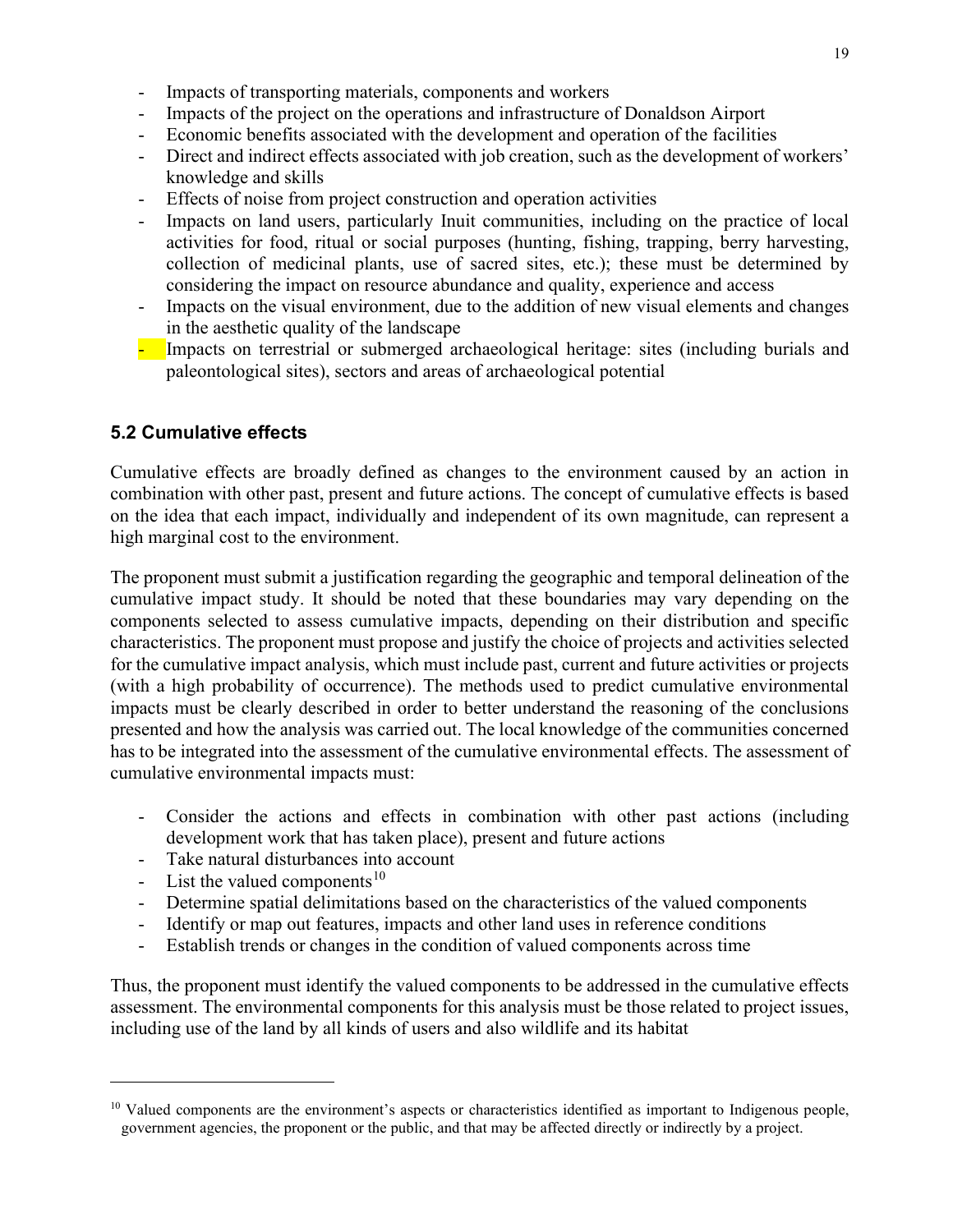- Impacts of transporting materials, components and workers
- Impacts of the project on the operations and infrastructure of Donaldson Airport
- Economic benefits associated with the development and operation of the facilities
- Direct and indirect effects associated with job creation, such as the development of workers' knowledge and skills
- Effects of noise from project construction and operation activities
- Impacts on land users, particularly Inuit communities, including on the practice of local activities for food, ritual or social purposes (hunting, fishing, trapping, berry harvesting, collection of medicinal plants, use of sacred sites, etc.); these must be determined by considering the impact on resource abundance and quality, experience and access
- Impacts on the visual environment, due to the addition of new visual elements and changes in the aesthetic quality of the landscape
- Impacts on terrestrial or submerged archaeological heritage: sites (including burials and paleontological sites), sectors and areas of archaeological potential

### 5.2 Cumulative effects

Cumulative effects are broadly defined as changes to the environment caused by an action in combination with other past, present and future actions. The concept of cumulative effects is based on the idea that each impact, individually and independent of its own magnitude, can represent a high marginal cost to the environment.

The proponent must submit a justification regarding the geographic and temporal delineation of the cumulative impact study. It should be noted that these boundaries may vary depending on the components selected to assess cumulative impacts, depending on their distribution and specific characteristics. The proponent must propose and justify the choice of projects and activities selected for the cumulative impact analysis, which must include past, current and future activities or projects (with a high probability of occurrence). The methods used to predict cumulative environmental impacts must be clearly described in order to better understand the reasoning of the conclusions presented and how the analysis was carried out. The local knowledge of the communities concerned has to be integrated into the assessment of the cumulative environmental effects. The assessment of cumulative environmental impacts must:

- Consider the actions and effects in combination with other past actions (including development work that has taken place), present and future actions
- Take natural disturbances into account
- List the valued components[10]
- Determine spatial delimitations based on the characteristics of the valued components
- Identify or map out features, impacts and other land uses in reference conditions
- Establish trends or changes in the condition of valued components across time

Thus, the proponent must identify the valued components to be addressed in the cumulative effects assessment. The environmental components for this analysis must be those related to project issues, including use of the land by all kinds of users and also wildlife and its habitat

[10] Valued components are the environment's aspects or characteristics identified as important to Indigenous people, government agencies, the proponent or the public, and that may be affected directly or indirectly by a project.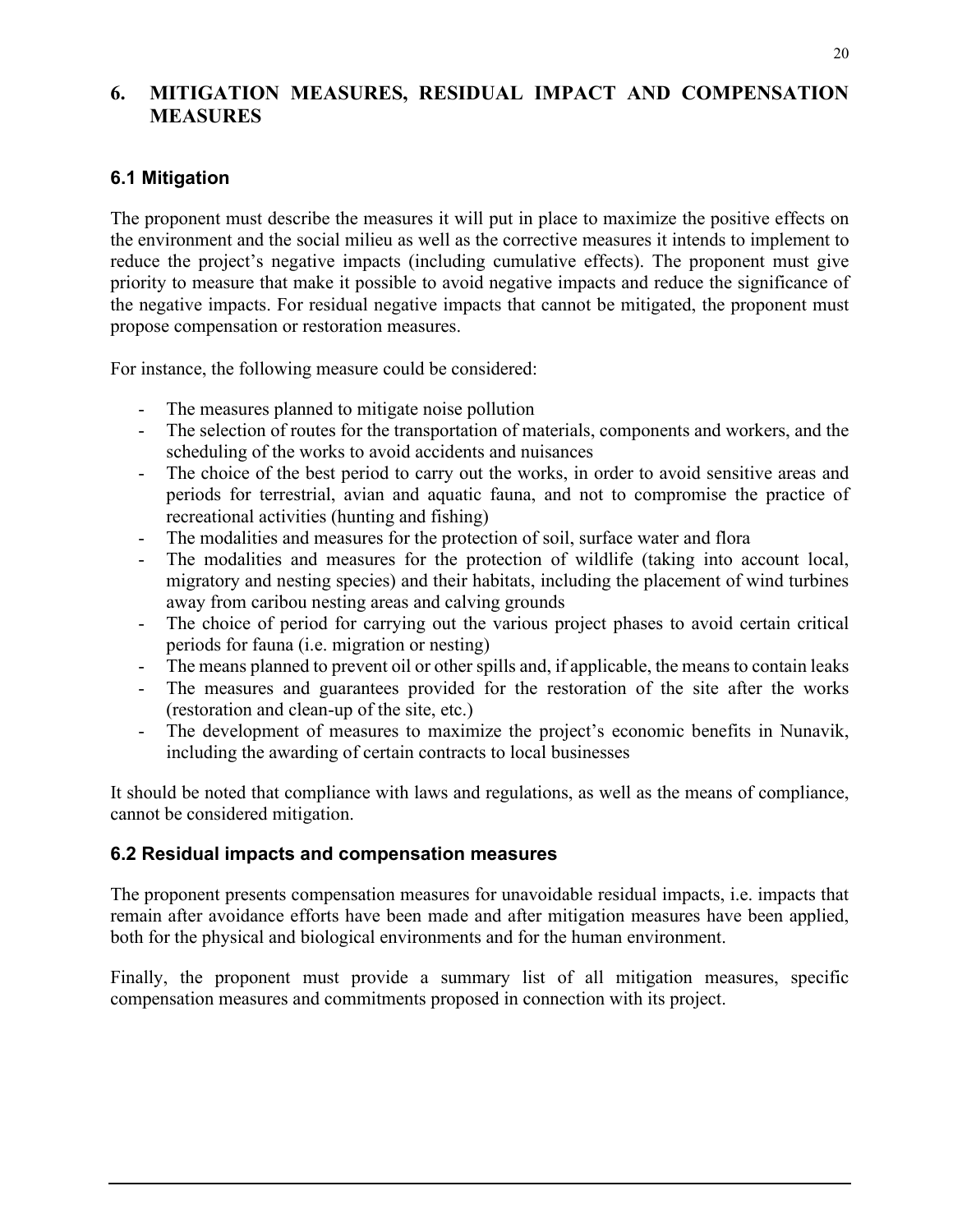# 6. MITIGATION MEASURES, RESIDUAL IMPACT AND COMPENSATION MEASURES

## 6.1 Mitigation

The proponent must describe the measures it will put in place to maximize the positive effects on the environment and the social milieu as well as the corrective measures it intends to implement to reduce the project's negative impacts (including cumulative effects). The proponent must give priority to measure that make it possible to avoid negative impacts and reduce the significance of the negative impacts. For residual negative impacts that cannot be mitigated, the proponent must propose compensation or restoration measures.

For instance, the following measure could be considered:

- The measures planned to mitigate noise pollution
- The selection of routes for the transportation of materials, components and workers, and the scheduling of the works to avoid accidents and nuisances
- The choice of the best period to carry out the works, in order to avoid sensitive areas and periods for terrestrial, avian and aquatic fauna, and not to compromise the practice of recreational activities (hunting and fishing)
- The modalities and measures for the protection of soil, surface water and flora
- The modalities and measures for the protection of wildlife (taking into account local, migratory and nesting species) and their habitats, including the placement of wind turbines away from caribou nesting areas and calving grounds
- The choice of period for carrying out the various project phases to avoid certain critical periods for fauna (i.e. migration or nesting)
- The means planned to prevent oil or other spills and, if applicable, the means to contain leaks
- The measures and guarantees provided for the restoration of the site after the works (restoration and clean-up of the site, etc.)
- The development of measures to maximize the project's economic benefits in Nunavik, including the awarding of certain contracts to local businesses

It should be noted that compliance with laws and regulations, as well as the means of compliance, cannot be considered mitigation.

## 6.2 Residual impacts and compensation measures

The proponent presents compensation measures for unavoidable residual impacts, i.e. impacts that remain after avoidance efforts have been made and after mitigation measures have been applied, both for the physical and biological environments and for the human environment.

Finally, the proponent must provide a summary list of all mitigation measures, specific compensation measures and commitments proposed in connection with its project.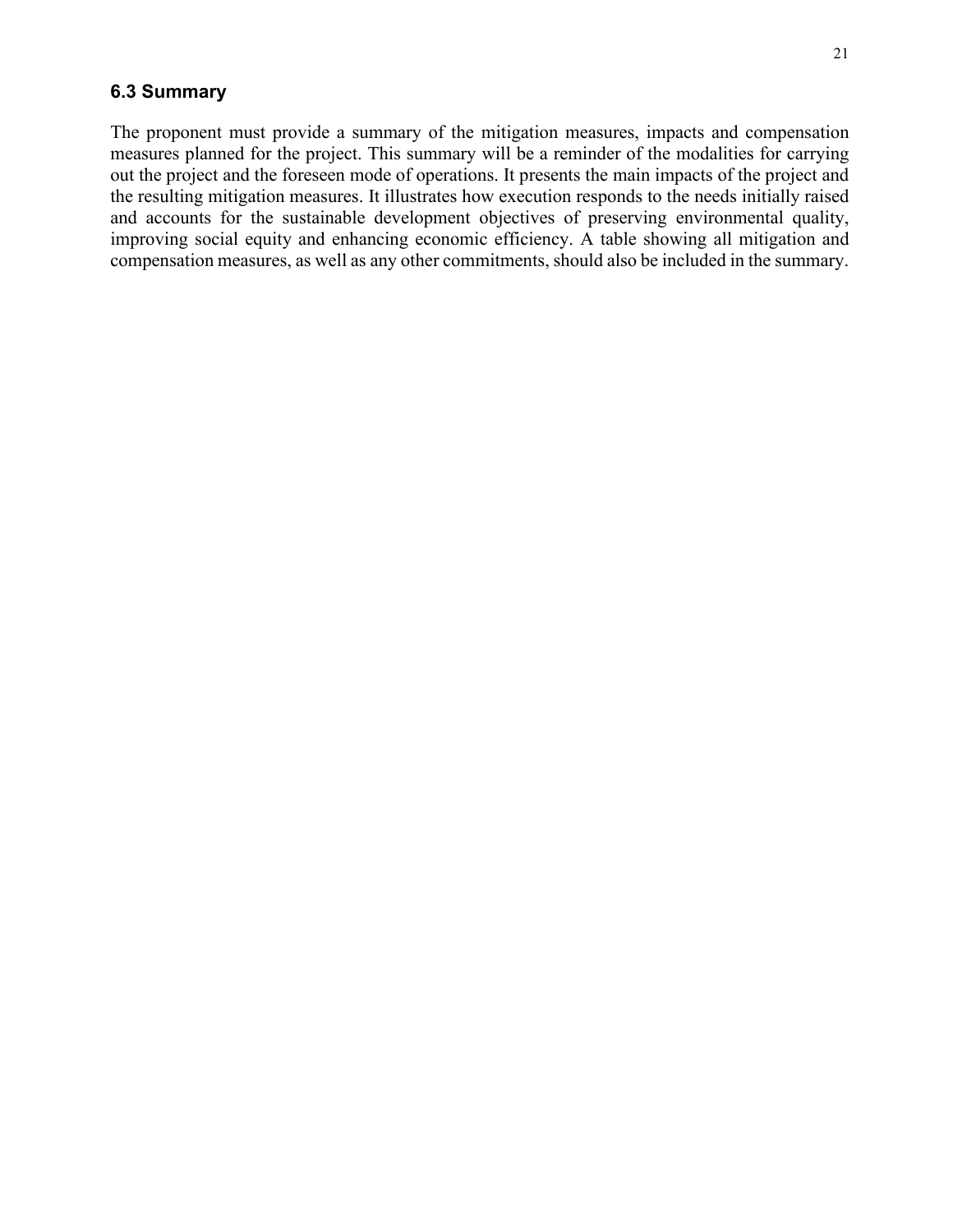### 6.3 Summary

The proponent must provide a summary of the mitigation measures, impacts and compensation measures planned for the project. This summary will be a reminder of the modalities for carrying out the project and the foreseen mode of operations. It presents the main impacts of the project and the resulting mitigation measures. It illustrates how execution responds to the needs initially raised and accounts for the sustainable development objectives of preserving environmental quality, improving social equity and enhancing economic efficiency. A table showing all mitigation and compensation measures, as well as any other commitments, should also be included in the summary.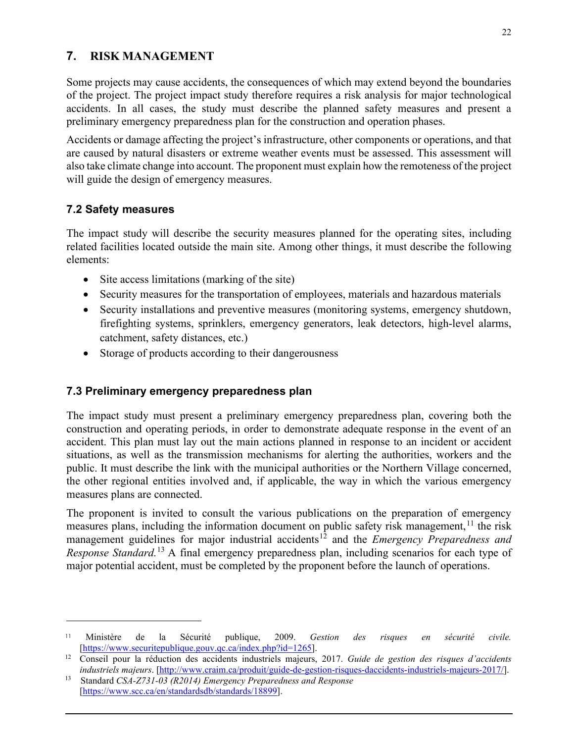## 7. RISK MANAGEMENT

Some projects may cause accidents, the consequences of which may extend beyond the boundaries of the project. The project impact study therefore requires a risk analysis for major technological accidents. In all cases, the study must describe the planned safety measures and present a preliminary emergency preparedness plan for the construction and operation phases.

Accidents or damage affecting the project's infrastructure, other components or operations, and that are caused by natural disasters or extreme weather events must be assessed. This assessment will also take climate change into account. The proponent must explain how the remoteness of the project will guide the design of emergency measures.

### 7.2 Safety measures

The impact study will describe the security measures planned for the operating sites, including related facilities located outside the main site. Among other things, it must describe the following elements:

- Site access limitations (marking of the site)
- Security measures for the transportation of employees, materials and hazardous materials
- Security installations and preventive measures (monitoring systems, emergency shutdown, firefighting systems, sprinklers, emergency generators, leak detectors, high-level alarms, catchment, safety distances, etc.)
- Storage of products according to their dangerousness

### 7.3 Preliminary emergency preparedness plan

The impact study must present a preliminary emergency preparedness plan, covering both the construction and operating periods, in order to demonstrate adequate response in the event of an accident. This plan must lay out the main actions planned in response to an incident or accident situations, as well as the transmission mechanisms for alerting the authorities, workers and the public. It must describe the link with the municipal authorities or the Northern Village concerned, the other regional entities involved and, if applicable, the way in which the various emergency measures plans are connected.

The proponent is invited to consult the various publications on the preparation of emergency measures plans, including the information document on public safety risk management,[11] the risk management guidelines for major industrial accidents[12] and the *Emergency Preparedness and Response Standard.*[13] A final emergency preparedness plan, including scenarios for each type of major potential accident, must be completed by the proponent before the launch of operations.

---

[11] Ministère de la Sécurité publique, 2009. *Gestion des risques en sécurité civile.* [https://www.securitepublique.gouv.qc.ca/index.php?id=1265].

[12] Conseil pour la réduction des accidents industriels majeurs, 2017. *Guide de gestion des risques d'accidents industriels majeurs*. [http://www.craim.ca/produit/guide-de-gestion-risques-daccidents-industriels-majeurs-2017/].

[13] Standard *CSA-Z731-03 (R2014) Emergency Preparedness and Response* [https://www.scc.ca/en/standardsdb/standards/18899].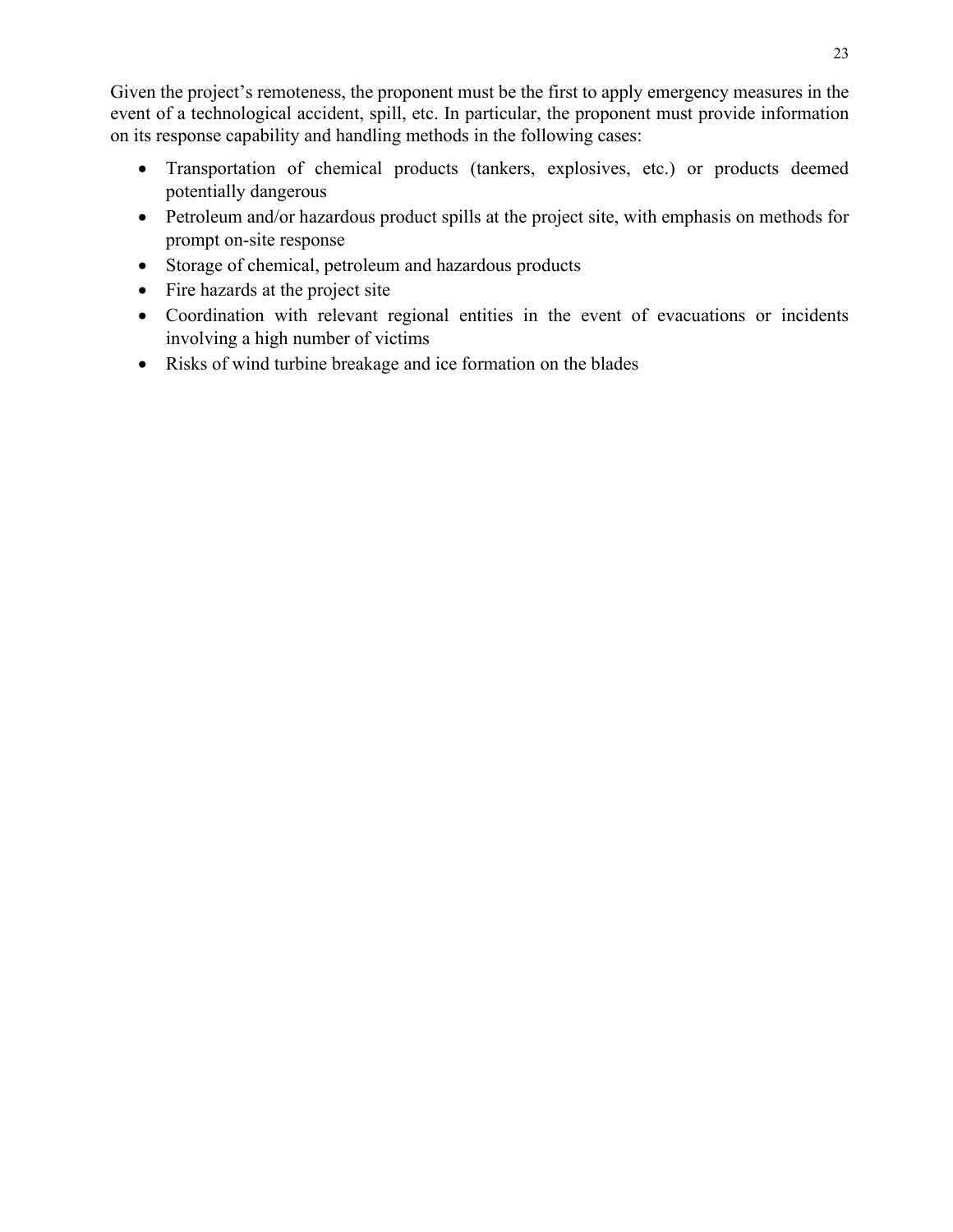Given the project's remoteness, the proponent must be the first to apply emergency measures in the event of a technological accident, spill, etc. In particular, the proponent must provide information on its response capability and handling methods in the following cases:

- Transportation of chemical products (tankers, explosives, etc.) or products deemed potentially dangerous
- Petroleum and/or hazardous product spills at the project site, with emphasis on methods for prompt on-site response
- Storage of chemical, petroleum and hazardous products
- Fire hazards at the project site
- Coordination with relevant regional entities in the event of evacuations or incidents involving a high number of victims
- Risks of wind turbine breakage and ice formation on the blades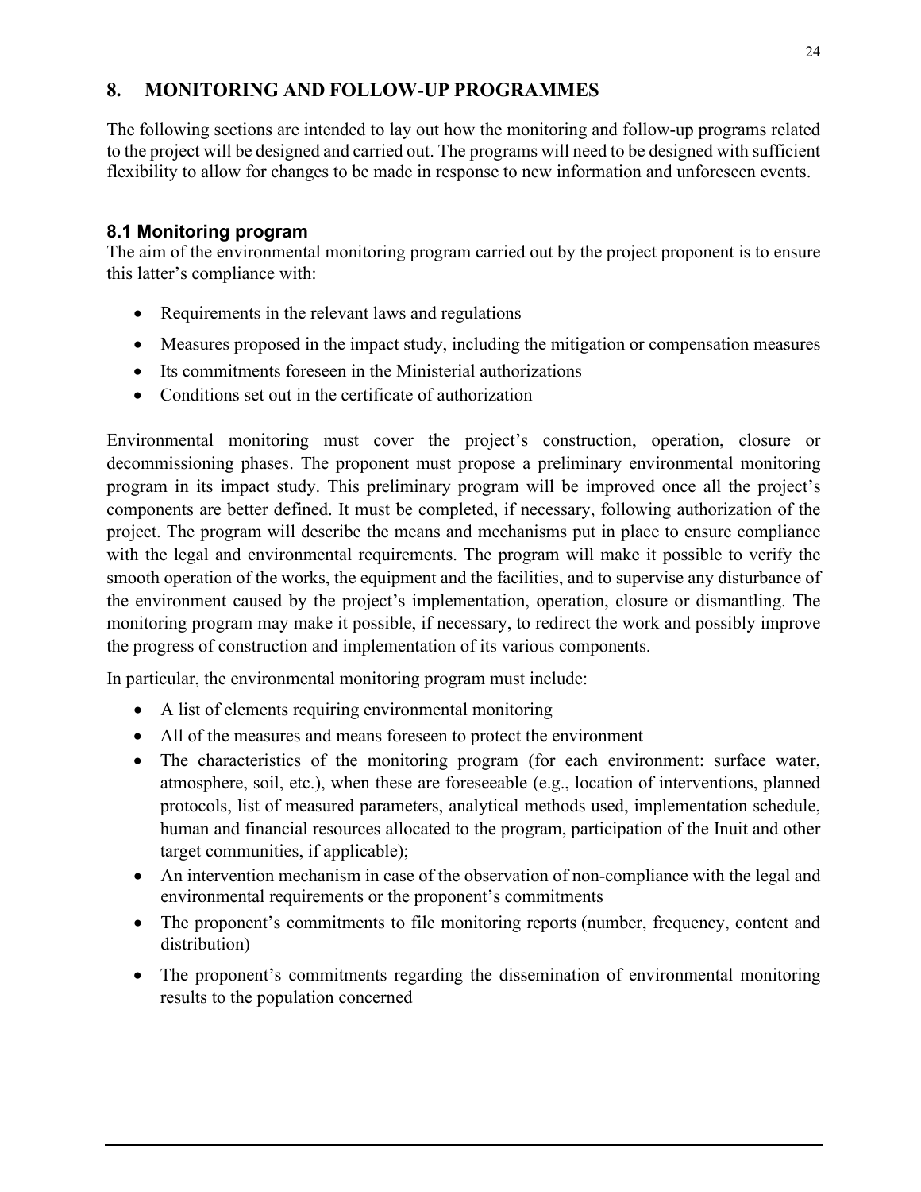# 8. MONITORING AND FOLLOW-UP PROGRAMMES

The following sections are intended to lay out how the monitoring and follow-up programs related to the project will be designed and carried out. The programs will need to be designed with sufficient flexibility to allow for changes to be made in response to new information and unforeseen events.

## 8.1 Monitoring program

The aim of the environmental monitoring program carried out by the project proponent is to ensure this latter's compliance with:

- Requirements in the relevant laws and regulations
- Measures proposed in the impact study, including the mitigation or compensation measures
- Its commitments foreseen in the Ministerial authorizations
- Conditions set out in the certificate of authorization

Environmental monitoring must cover the project's construction, operation, closure or decommissioning phases. The proponent must propose a preliminary environmental monitoring program in its impact study. This preliminary program will be improved once all the project's components are better defined. It must be completed, if necessary, following authorization of the project. The program will describe the means and mechanisms put in place to ensure compliance with the legal and environmental requirements. The program will make it possible to verify the smooth operation of the works, the equipment and the facilities, and to supervise any disturbance of the environment caused by the project's implementation, operation, closure or dismantling. The monitoring program may make it possible, if necessary, to redirect the work and possibly improve the progress of construction and implementation of its various components.

In particular, the environmental monitoring program must include:

- A list of elements requiring environmental monitoring
- All of the measures and means foreseen to protect the environment
- The characteristics of the monitoring program (for each environment: surface water, atmosphere, soil, etc.), when these are foreseeable (e.g., location of interventions, planned protocols, list of measured parameters, analytical methods used, implementation schedule, human and financial resources allocated to the program, participation of the Inuit and other target communities, if applicable);
- An intervention mechanism in case of the observation of non-compliance with the legal and environmental requirements or the proponent's commitments
- The proponent's commitments to file monitoring reports (number, frequency, content and distribution)
- The proponent's commitments regarding the dissemination of environmental monitoring results to the population concerned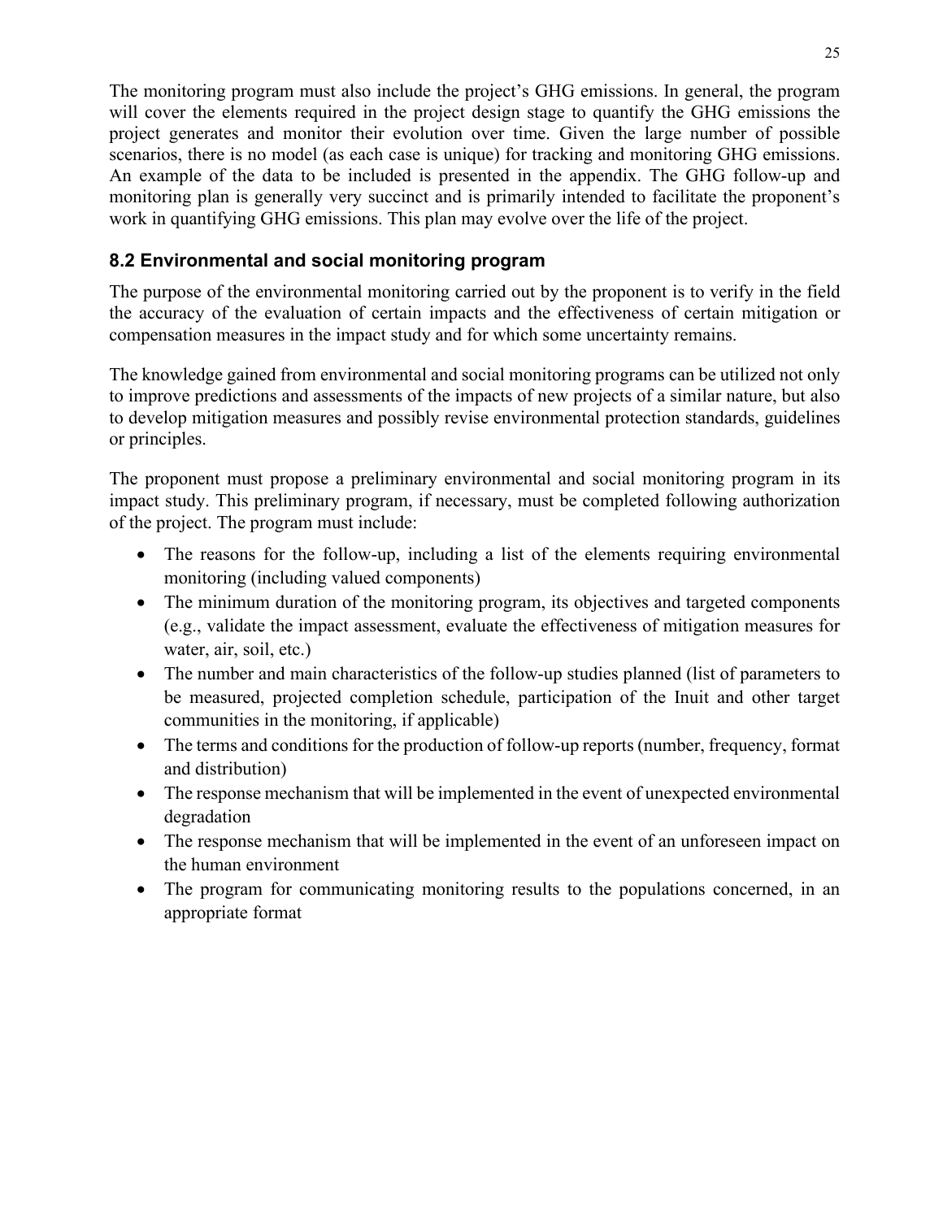The monitoring program must also include the project's GHG emissions. In general, the program will cover the elements required in the project design stage to quantify the GHG emissions the project generates and monitor their evolution over time. Given the large number of possible scenarios, there is no model (as each case is unique) for tracking and monitoring GHG emissions. An example of the data to be included is presented in the appendix. The GHG follow-up and monitoring plan is generally very succinct and is primarily intended to facilitate the proponent's work in quantifying GHG emissions. This plan may evolve over the life of the project.

## 8.2 Environmental and social monitoring program

The purpose of the environmental monitoring carried out by the proponent is to verify in the field the accuracy of the evaluation of certain impacts and the effectiveness of certain mitigation or compensation measures in the impact study and for which some uncertainty remains.

The knowledge gained from environmental and social monitoring programs can be utilized not only to improve predictions and assessments of the impacts of new projects of a similar nature, but also to develop mitigation measures and possibly revise environmental protection standards, guidelines or principles.

The proponent must propose a preliminary environmental and social monitoring program in its impact study. This preliminary program, if necessary, must be completed following authorization of the project. The program must include:

- The reasons for the follow-up, including a list of the elements requiring environmental monitoring (including valued components)
- The minimum duration of the monitoring program, its objectives and targeted components (e.g., validate the impact assessment, evaluate the effectiveness of mitigation measures for water, air, soil, etc.)
- The number and main characteristics of the follow-up studies planned (list of parameters to be measured, projected completion schedule, participation of the Inuit and other target communities in the monitoring, if applicable)
- The terms and conditions for the production of follow-up reports (number, frequency, format and distribution)
- The response mechanism that will be implemented in the event of unexpected environmental degradation
- The response mechanism that will be implemented in the event of an unforeseen impact on the human environment
- The program for communicating monitoring results to the populations concerned, in an appropriate format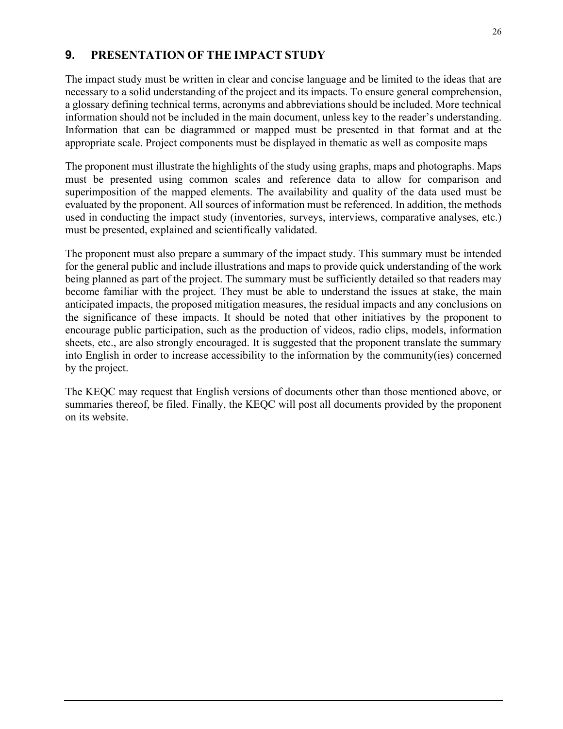## 9. PRESENTATION OF THE IMPACT STUDY

The impact study must be written in clear and concise language and be limited to the ideas that are necessary to a solid understanding of the project and its impacts. To ensure general comprehension, a glossary defining technical terms, acronyms and abbreviations should be included. More technical information should not be included in the main document, unless key to the reader's understanding. Information that can be diagrammed or mapped must be presented in that format and at the appropriate scale. Project components must be displayed in thematic as well as composite maps

The proponent must illustrate the highlights of the study using graphs, maps and photographs. Maps must be presented using common scales and reference data to allow for comparison and superimposition of the mapped elements. The availability and quality of the data used must be evaluated by the proponent. All sources of information must be referenced. In addition, the methods used in conducting the impact study (inventories, surveys, interviews, comparative analyses, etc.) must be presented, explained and scientifically validated.

The proponent must also prepare a summary of the impact study. This summary must be intended for the general public and include illustrations and maps to provide quick understanding of the work being planned as part of the project. The summary must be sufficiently detailed so that readers may become familiar with the project. They must be able to understand the issues at stake, the main anticipated impacts, the proposed mitigation measures, the residual impacts and any conclusions on the significance of these impacts. It should be noted that other initiatives by the proponent to encourage public participation, such as the production of videos, radio clips, models, information sheets, etc., are also strongly encouraged. It is suggested that the proponent translate the summary into English in order to increase accessibility to the information by the community(ies) concerned by the project.

The KEQC may request that English versions of documents other than those mentioned above, or summaries thereof, be filed. Finally, the KEQC will post all documents provided by the proponent on its website.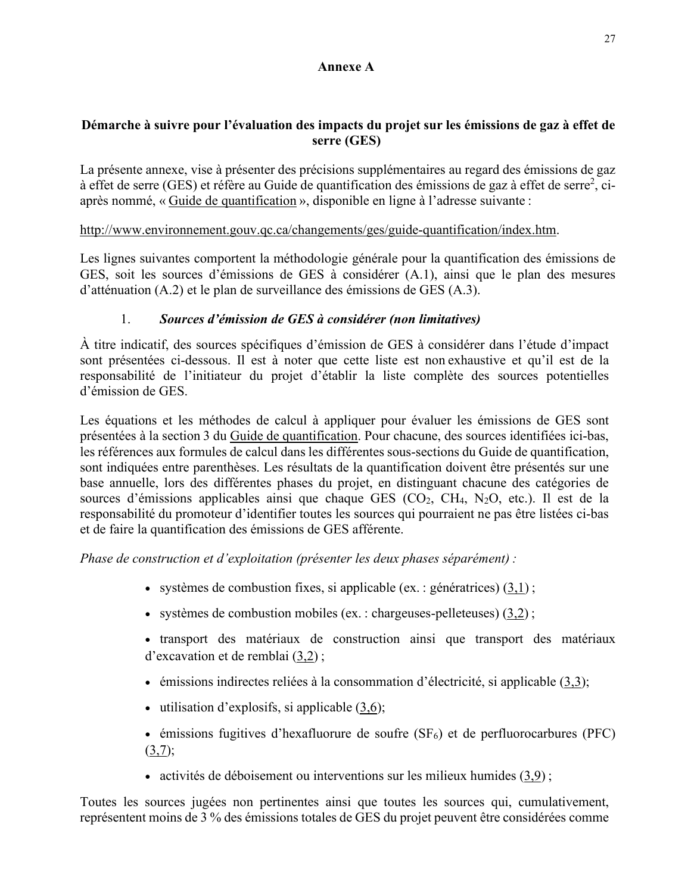# Annexe A

## Démarche à suivre pour l'évaluation des impacts du projet sur les émissions de gaz à effet de serre (GES)

La présente annexe, vise à présenter des précisions supplémentaires au regard des émissions de gaz à effet de serre (GES) et réfère au Guide de quantification des émissions de gaz à effet de serre[2], ci-après nommé, « Guide de quantification », disponible en ligne à l'adresse suivante :

http://www.environnement.gouv.qc.ca/changements/ges/guide-quantification/index.htm.

Les lignes suivantes comportent la méthodologie générale pour la quantification des émissions de GES, soit les sources d'émissions de GES à considérer (A.1), ainsi que le plan des mesures d'atténuation (A.2) et le plan de surveillance des émissions de GES (A.3).

### 1. *Sources d'émission de GES à considérer (non limitatives)*

À titre indicatif, des sources spécifiques d'émission de GES à considérer dans l'étude d'impact sont présentées ci-dessous. Il est à noter que cette liste est non exhaustive et qu'il est de la responsabilité de l'initiateur du projet d'établir la liste complète des sources potentielles d'émission de GES.

Les équations et les méthodes de calcul à appliquer pour évaluer les émissions de GES sont présentées à la section 3 du Guide de quantification. Pour chacune, des sources identifiées ici-bas, les références aux formules de calcul dans les différentes sous-sections du Guide de quantification, sont indiquées entre parenthèses. Les résultats de la quantification doivent être présentés sur une base annuelle, lors des différentes phases du projet, en distinguant chacune des catégories de sources d'émissions applicables ainsi que chaque GES ($CO_2$, $CH_4$, $N_2O$, etc.). Il est de la responsabilité du promoteur d'identifier toutes les sources qui pourraient ne pas être listées ci-bas et de faire la quantification des émissions de GES afférente.

*Phase de construction et d'exploitation (présenter les deux phases séparément) :*

- systèmes de combustion fixes, si applicable (ex. : génératrices) (3,1) ;
- systèmes de combustion mobiles (ex. : chargeuses-pelleteuses) (3,2) ;
- transport des matériaux de construction ainsi que transport des matériaux d'excavation et de remblai (3,2) ;
- émissions indirectes reliées à la consommation d'électricité, si applicable (3,3);
- utilisation d'explosifs, si applicable (3,6);
- émissions fugitives d'hexafluorure de soufre ($SF_6$) et de perfluorocarbures (PFC) (3,7);
- activités de déboisement ou interventions sur les milieux humides (3,9) ;

Toutes les sources jugées non pertinentes ainsi que toutes les sources qui, cumulativement, représentent moins de 3 % des émissions totales de GES du projet peuvent être considérées comme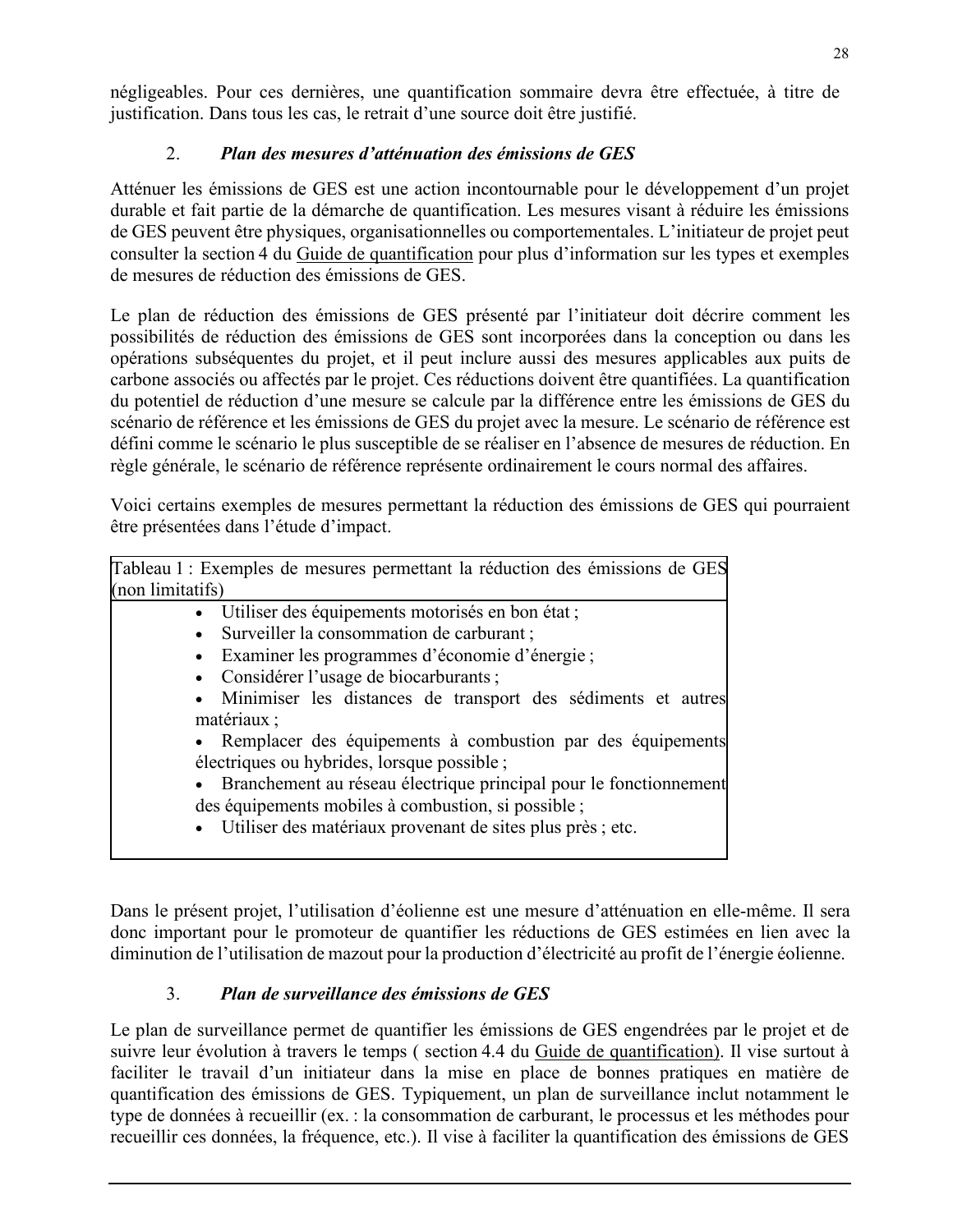négligeables. Pour ces dernières, une quantification sommaire devra être effectuée, à titre de justification. Dans tous les cas, le retrait d'une source doit être justifié.

### 2. *Plan des mesures d'atténuation des émissions de GES*

Atténuer les émissions de GES est une action incontournable pour le développement d'un projet durable et fait partie de la démarche de quantification. Les mesures visant à réduire les émissions de GES peuvent être physiques, organisationnelles ou comportementales. L'initiateur de projet peut consulter la section 4 du Guide de quantification pour plus d'information sur les types et exemples de mesures de réduction des émissions de GES.

Le plan de réduction des émissions de GES présenté par l'initiateur doit décrire comment les possibilités de réduction des émissions de GES sont incorporées dans la conception ou dans les opérations subséquentes du projet, et il peut inclure aussi des mesures applicables aux puits de carbone associés ou affectés par le projet. Ces réductions doivent être quantifiées. La quantification du potentiel de réduction d'une mesure se calcule par la différence entre les émissions de GES du scénario de référence et les émissions de GES du projet avec la mesure. Le scénario de référence est défini comme le scénario le plus susceptible de se réaliser en l'absence de mesures de réduction. En règle générale, le scénario de référence représente ordinairement le cours normal des affaires.

Voici certains exemples de mesures permettant la réduction des émissions de GES qui pourraient être présentées dans l'étude d'impact.

| Tableau 1 : Exemples de mesures permettant la réduction des émissions de GES (non limitatifs) |
|---|
| • Utiliser des équipements motorisés en bon état ;<br>• Surveiller la consommation de carburant ;<br>• Examiner les programmes d'économie d'énergie ;<br>• Considérer l'usage de biocarburants ;<br>• Minimiser les distances de transport des sédiments et autres matériaux ;<br>• Remplacer des équipements à combustion par des équipements électriques ou hybrides, lorsque possible ;<br>• Branchement au réseau électrique principal pour le fonctionnement des équipements mobiles à combustion, si possible ;<br>• Utiliser des matériaux provenant de sites plus près ; etc. |

Dans le présent projet, l'utilisation d'éolienne est une mesure d'atténuation en elle-même. Il sera donc important pour le promoteur de quantifier les réductions de GES estimées en lien avec la diminution de l'utilisation de mazout pour la production d'électricité au profit de l'énergie éolienne.

### 3. *Plan de surveillance des émissions de GES*

Le plan de surveillance permet de quantifier les émissions de GES engendrées par le projet et de suivre leur évolution à travers le temps ( section 4.4 du Guide de quantification). Il vise surtout à faciliter le travail d'un initiateur dans la mise en place de bonnes pratiques en matière de quantification des émissions de GES. Typiquement, un plan de surveillance inclut notamment le type de données à recueillir (ex. : la consommation de carburant, le processus et les méthodes pour recueillir ces données, la fréquence, etc.). Il vise à faciliter la quantification des émissions de GES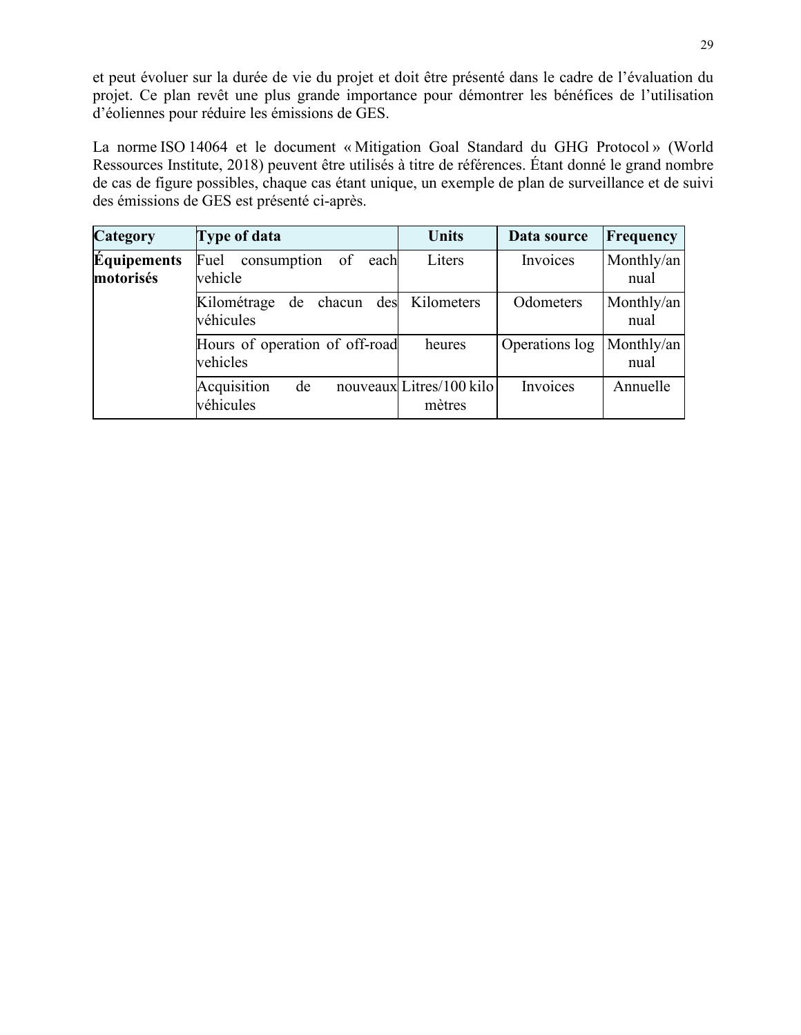et peut évoluer sur la durée de vie du projet et doit être présenté dans le cadre de l'évaluation du projet. Ce plan revêt une plus grande importance pour démontrer les bénéfices de l'utilisation d'éoliennes pour réduire les émissions de GES.

La norme ISO 14064 et le document « Mitigation Goal Standard du GHG Protocol » (World Ressources Institute, 2018) peuvent être utilisés à titre de références. Étant donné le grand nombre de cas de figure possibles, chaque cas étant unique, un exemple de plan de surveillance et de suivi des émissions de GES est présenté ci-après.

| Category | Type of data | Units | Data source | Frequency |
|---|---|---|---|---|
| **Équipements motorisés** | Fuel consumption of each vehicle | Liters | Invoices | Monthly/annual |
| | Kilométrage de chacun des véhicules | Kilometers | Odometers | Monthly/annual |
| | Hours of operation of off-road vehicles | heures | Operations log | Monthly/annual |
| | Acquisition de nouveaux véhicules | Litres/100 kilomètres | Invoices | Annuelle |